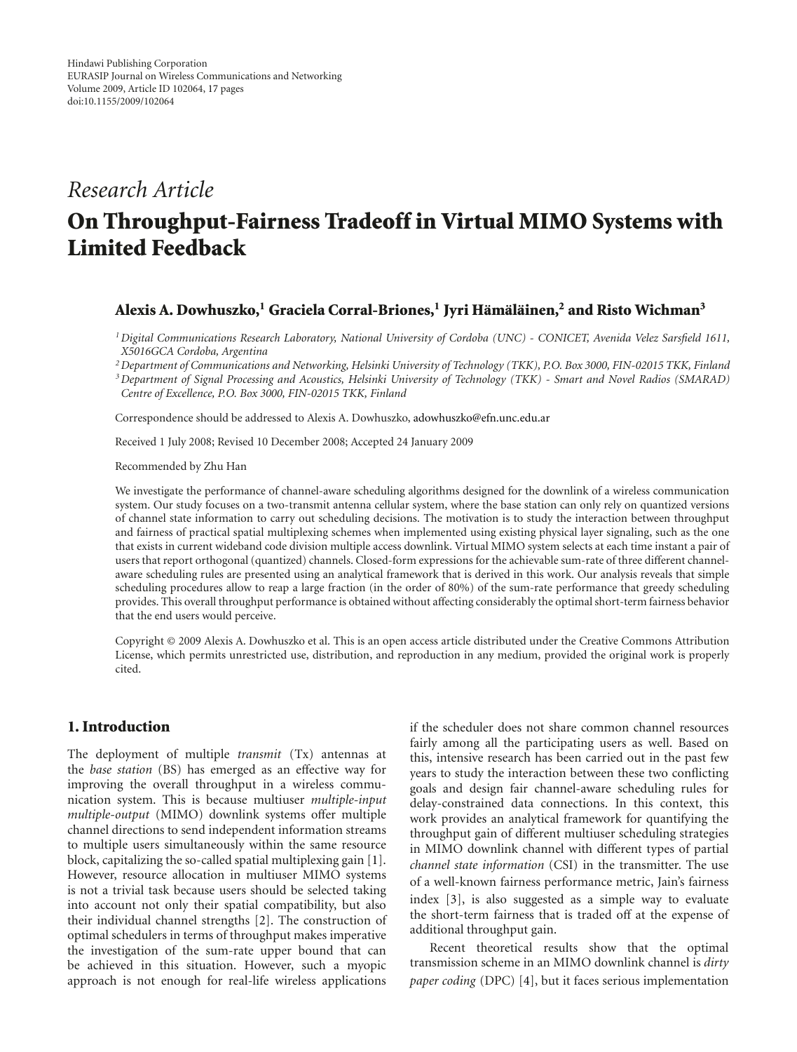Hindawi Publishing Corporation
EURASIP Journal on Wireless Communications and Networking
Volume 2009, Article ID 102064, 17 pages
doi:10.1155/2009/102064

*Research Article*

# On Throughput-Fairness Tradeoff in Virtual MIMO Systems with Limited Feedback

**Alexis A. Dowhuszko,[1] Graciela Corral-Briones,[1] Jyri Hämäläinen,[2] and Risto Wichman[3]**

[1] *Digital Communications Research Laboratory, National University of Cordoba (UNC) - CONICET, Avenida Velez Sarsfield 1611, X5016GCA Cordoba, Argentina*

[2] *Department of Communications and Networking, Helsinki University of Technology (TKK), P.O. Box 3000, FIN-02015 TKK, Finland*

[3] *Department of Signal Processing and Acoustics, Helsinki University of Technology (TKK) - Smart and Novel Radios (SMARAD) Centre of Excellence, P.O. Box 3000, FIN-02015 TKK, Finland*

Correspondence should be addressed to Alexis A. Dowhuszko, adowhuszko@efn.unc.edu.ar

Received 1 July 2008; Revised 10 December 2008; Accepted 24 January 2009

Recommended by Zhu Han

We investigate the performance of channel-aware scheduling algorithms designed for the downlink of a wireless communication system. Our study focuses on a two-transmit antenna cellular system, where the base station can only rely on quantized versions of channel state information to carry out scheduling decisions. The motivation is to study the interaction between throughput and fairness of practical spatial multiplexing schemes when implemented using existing physical layer signaling, such as the one that exists in current wideband code division multiple access downlink. Virtual MIMO system selects at each time instant a pair of users that report orthogonal (quantized) channels. Closed-form expressions for the achievable sum-rate of three different channel-aware scheduling rules are presented using an analytical framework that is derived in this work. Our analysis reveals that simple scheduling procedures allow to reap a large fraction (in the order of 80%) of the sum-rate performance that greedy scheduling provides. This overall throughput performance is obtained without affecting considerably the optimal short-term fairness behavior that the end users would perceive.

Copyright © 2009 Alexis A. Dowhuszko et al. This is an open access article distributed under the Creative Commons Attribution License, which permits unrestricted use, distribution, and reproduction in any medium, provided the original work is properly cited.

## 1. Introduction

The deployment of multiple *transmit* (Tx) antennas at the *base station* (BS) has emerged as an effective way for improving the overall throughput in a wireless communication system. This is because multiuser *multiple-input multiple-output* (MIMO) downlink systems offer multiple channel directions to send independent information streams to multiple users simultaneously within the same resource block, capitalizing the so-called spatial multiplexing gain [1]. However, resource allocation in multiuser MIMO systems is not a trivial task because users should be selected taking into account not only their spatial compatibility, but also their individual channel strengths [2]. The construction of optimal schedulers in terms of throughput makes imperative the investigation of the sum-rate upper bound that can be achieved in this situation. However, such a myopic approach is not enough for real-life wireless applications if the scheduler does not share common channel resources fairly among all the participating users as well. Based on this, intensive research has been carried out in the past few years to study the interaction between these two conflicting goals and design fair channel-aware scheduling rules for delay-constrained data connections. In this context, this work provides an analytical framework for quantifying the throughput gain of different multiuser scheduling strategies in MIMO downlink channel with different types of partial *channel state information* (CSI) in the transmitter. The use of a well-known fairness performance metric, Jain's fairness index [3], is also suggested as a simple way to evaluate the short-term fairness that is traded off at the expense of additional throughput gain.

Recent theoretical results show that the optimal transmission scheme in an MIMO downlink channel is *dirty paper coding* (DPC) [4], but it faces serious implementation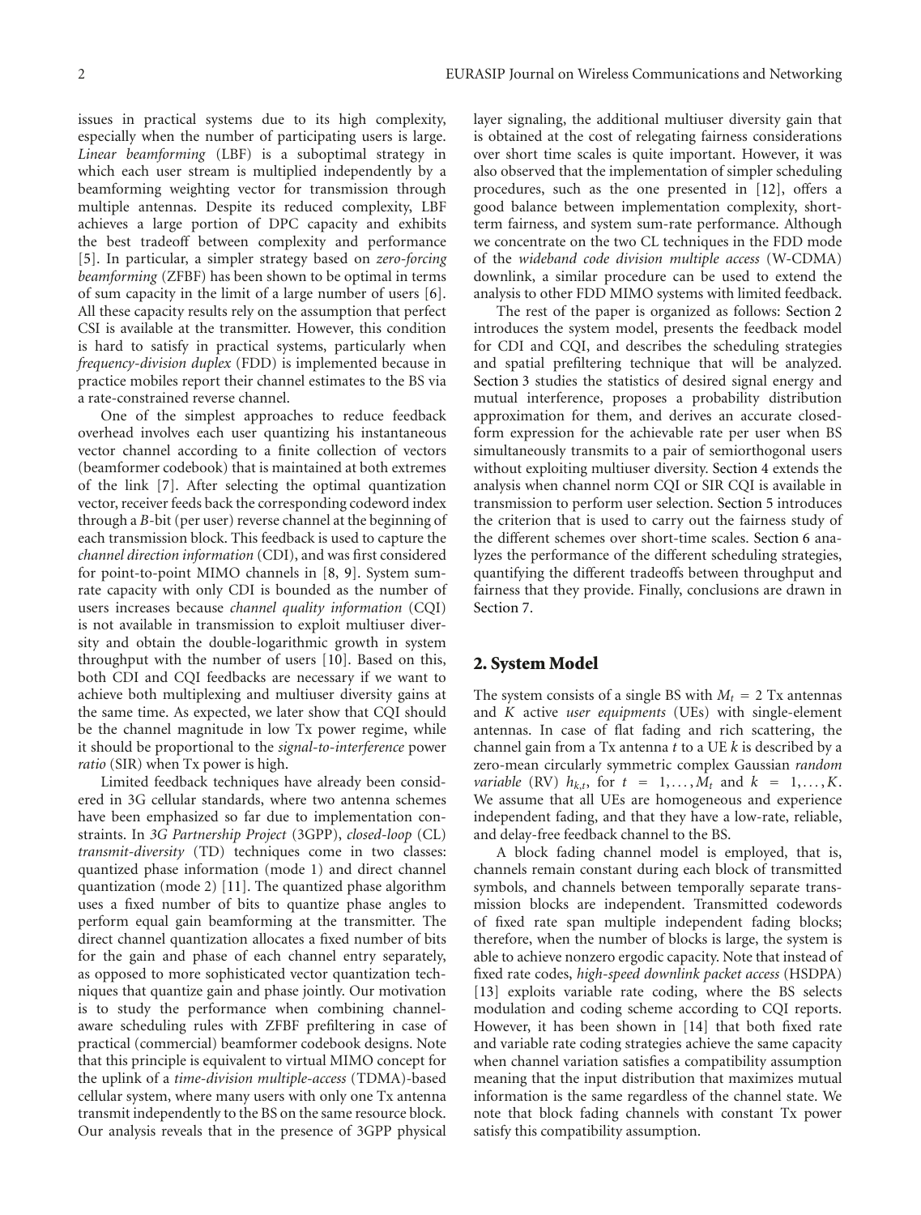issues in practical systems due to its high complexity, especially when the number of participating users is large. *Linear beamforming* (LBF) is a suboptimal strategy in which each user stream is multiplied independently by a beamforming weighting vector for transmission through multiple antennas. Despite its reduced complexity, LBF achieves a large portion of DPC capacity and exhibits the best tradeoff between complexity and performance [5]. In particular, a simpler strategy based on *zero-forcing beamforming* (ZFBF) has been shown to be optimal in terms of sum capacity in the limit of a large number of users [6]. All these capacity results rely on the assumption that perfect CSI is available at the transmitter. However, this condition is hard to satisfy in practical systems, particularly when *frequency-division duplex* (FDD) is implemented because in practice mobiles report their channel estimates to the BS via a rate-constrained reverse channel.

One of the simplest approaches to reduce feedback overhead involves each user quantizing his instantaneous vector channel according to a finite collection of vectors (beamformer codebook) that is maintained at both extremes of the link [7]. After selecting the optimal quantization vector, receiver feeds back the corresponding codeword index through a $B$-bit (per user) reverse channel at the beginning of each transmission block. This feedback is used to capture the *channel direction information* (CDI), and was first considered for point-to-point MIMO channels in [8, 9]. System sum-rate capacity with only CDI is bounded as the number of users increases because *channel quality information* (CQI) is not available in transmission to exploit multiuser diversity and obtain the double-logarithmic growth in system throughput with the number of users [10]. Based on this, both CDI and CQI feedbacks are necessary if we want to achieve both multiplexing and multiuser diversity gains at the same time. As expected, we later show that CQI should be the channel magnitude in low Tx power regime, while it should be proportional to the *signal-to-interference* power *ratio* (SIR) when Tx power is high.

Limited feedback techniques have already been considered in 3G cellular standards, where two antenna schemes have been emphasized so far due to implementation constraints. In *3G Partnership Project* (3GPP), *closed-loop* (CL) *transmit-diversity* (TD) techniques come in two classes: quantized phase information (mode 1) and direct channel quantization (mode 2) [11]. The quantized phase algorithm uses a fixed number of bits to quantize phase angles to perform equal gain beamforming at the transmitter. The direct channel quantization allocates a fixed number of bits for the gain and phase of each channel entry separately, as opposed to more sophisticated vector quantization techniques that quantize gain and phase jointly. Our motivation is to study the performance when combining channel-aware scheduling rules with ZFBF prefiltering in case of practical (commercial) beamformer codebook designs. Note that this principle is equivalent to virtual MIMO concept for the uplink of a *time-division multiple-access* (TDMA)-based cellular system, where many users with only one Tx antenna transmit independently to the BS on the same resource block. Our analysis reveals that in the presence of 3GPP physical layer signaling, the additional multiuser diversity gain that is obtained at the cost of relegating fairness considerations over short time scales is quite important. However, it was also observed that the implementation of simpler scheduling procedures, such as the one presented in [12], offers a good balance between implementation complexity, short-term fairness, and system sum-rate performance. Although we concentrate on the two CL techniques in the FDD mode of the *wideband code division multiple access* (W-CDMA) downlink, a similar procedure can be used to extend the analysis to other FDD MIMO systems with limited feedback.

The rest of the paper is organized as follows: Section 2 introduces the system model, presents the feedback model for CDI and CQI, and describes the scheduling strategies and spatial prefiltering technique that will be analyzed. Section 3 studies the statistics of desired signal energy and mutual interference, proposes a probability distribution approximation for them, and derives an accurate closed-form expression for the achievable rate per user when BS simultaneously transmits to a pair of semiorthogonal users without exploiting multiuser diversity. Section 4 extends the analysis when channel norm CQI or SIR CQI is available in transmission to perform user selection. Section 5 introduces the criterion that is used to carry out the fairness study of the different schemes over short-time scales. Section 6 analyzes the performance of the different scheduling strategies, quantifying the different tradeoffs between throughput and fairness that they provide. Finally, conclusions are drawn in Section 7.

## 2. System Model

The system consists of a single BS with $M_t = 2$ Tx antennas and $K$ active *user equipments* (UEs) with single-element antennas. In case of flat fading and rich scattering, the channel gain from a Tx antenna $t$ to a UE $k$ is described by a zero-mean circularly symmetric complex Gaussian *random variable* (RV) $h_{k,t}$, for $t = 1, \ldots, M_t$ and $k = 1, \ldots, K$. We assume that all UEs are homogeneous and experience independent fading, and that they have a low-rate, reliable, and delay-free feedback channel to the BS.

A block fading channel model is employed, that is, channels remain constant during each block of transmitted symbols, and channels between temporally separate transmission blocks are independent. Transmitted codewords of fixed rate span multiple independent fading blocks; therefore, when the number of blocks is large, the system is able to achieve nonzero ergodic capacity. Note that instead of fixed rate codes, *high-speed downlink packet access* (HSDPA) [13] exploits variable rate coding, where the BS selects modulation and coding scheme according to CQI reports. However, it has been shown in [14] that both fixed rate and variable rate coding strategies achieve the same capacity when channel variation satisfies a compatibility assumption meaning that the input distribution that maximizes mutual information is the same regardless of the channel state. We note that block fading channels with constant Tx power satisfy this compatibility assumption.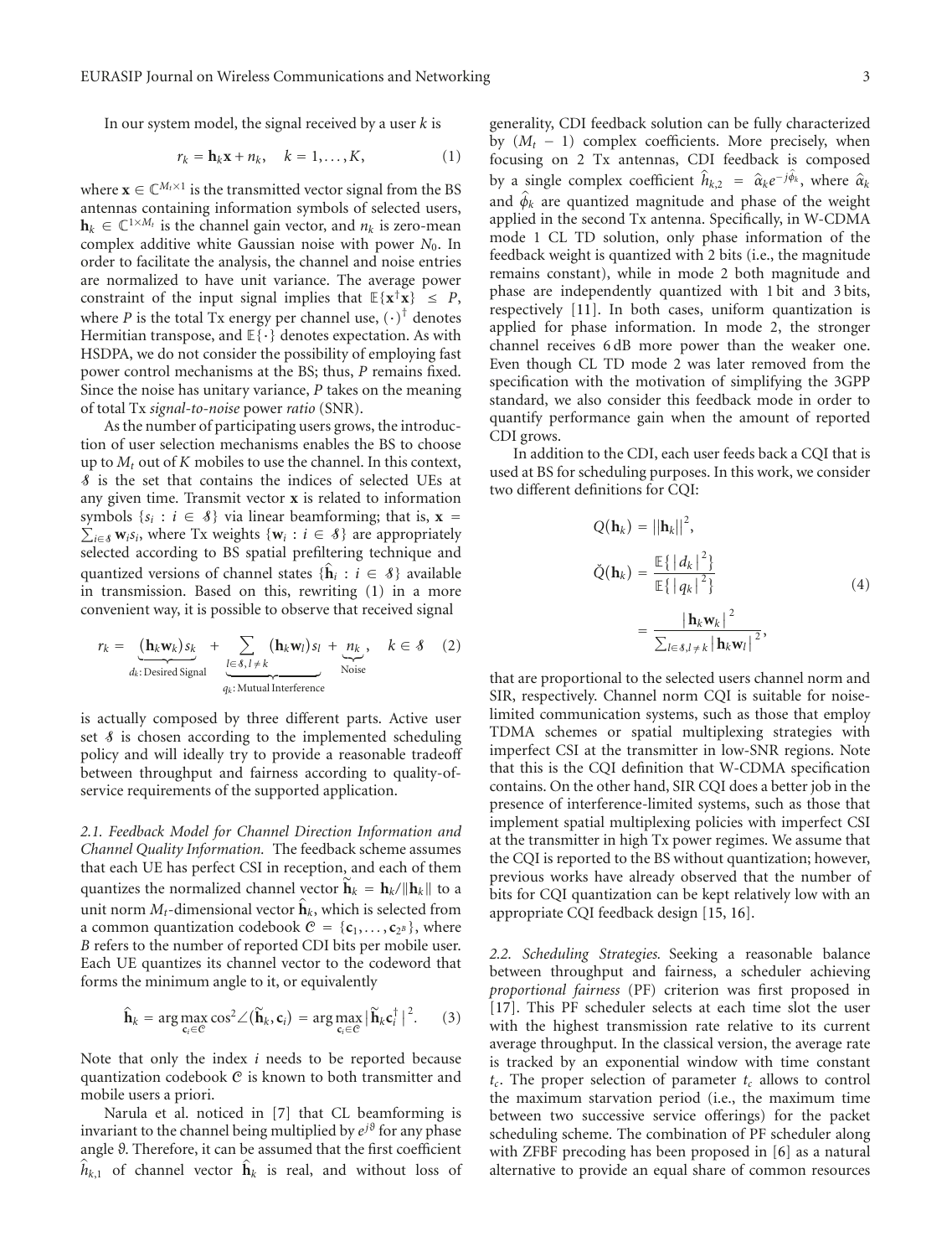In our system model, the signal received by a user $k$ is

$$r_k = \mathbf{h}_k \mathbf{x} + n_k, \quad k = 1, \ldots, K, \tag{1}$$

where $\mathbf{x} \in \mathbb{C}^{M_t \times 1}$ is the transmitted vector signal from the BS antennas containing information symbols of selected users, $\mathbf{h}_k \in \mathbb{C}^{1 \times M_t}$ is the channel gain vector, and $n_k$ is zero-mean complex additive white Gaussian noise with power $N_0$. In order to facilitate the analysis, the channel and noise entries are normalized to have unit variance. The average power constraint of the input signal implies that $\mathbb{E}\{\mathbf{x}^\dagger \mathbf{x}\} \leq P$, where $P$ is the total Tx energy per channel use, $(\cdot)^\dagger$ denotes Hermitian transpose, and $\mathbb{E}\{\cdot\}$ denotes expectation. As with HSDPA, we do not consider the possibility of employing fast power control mechanisms at the BS; thus, $P$ remains fixed. Since the noise has unitary variance, $P$ takes on the meaning of total Tx *signal-to-noise* power *ratio* (SNR).

As the number of participating users grows, the introduction of user selection mechanisms enables the BS to choose up to $M_t$ out of $K$ mobiles to use the channel. In this context, $\mathcal{S}$ is the set that contains the indices of selected UEs at any given time. Transmit vector $\mathbf{x}$ is related to information symbols $\{s_i : i \in \mathcal{S}\}$ via linear beamforming; that is, $\mathbf{x} = \sum_{i \in \mathcal{S}} \mathbf{w}_i s_i$, where Tx weights $\{\mathbf{w}_i : i \in \mathcal{S}\}$ are appropriately selected according to BS spatial prefiltering technique and quantized versions of channel states $\{\widehat{\mathbf{h}}_i : i \in \mathcal{S}\}$ available in transmission. Based on this, rewriting (1) in a more convenient way, it is possible to observe that received signal

$$r_k = \underbrace{(\mathbf{h}_k \mathbf{w}_k) s_k}_{d_k:\text{ Desired Signal}} + \underbrace{\sum_{l \in \mathcal{S}, l \neq k} (\mathbf{h}_k \mathbf{w}_l) s_l}_{q_k:\text{ Mutual Interference}} + \underbrace{n_k}_{\text{Noise}}, \quad k \in \mathcal{S} \tag{2}$$

is actually composed by three different parts. Active user set $\mathcal{S}$ is chosen according to the implemented scheduling policy and will ideally try to provide a reasonable tradeoff between throughput and fairness according to quality-of-service requirements of the supported application.

*2.1. Feedback Model for Channel Direction Information and Channel Quality Information.* The feedback scheme assumes that each UE has perfect CSI in reception, and each of them quantizes the normalized channel vector $\widetilde{\mathbf{h}}_k = \mathbf{h}_k / \|\mathbf{h}_k\|$ to a unit norm $M_t$-dimensional vector $\widehat{\mathbf{h}}_k$, which is selected from a common quantization codebook $\mathcal{C} = \{\mathbf{c}_1, \ldots, \mathbf{c}_{2^B}\}$, where $B$ refers to the number of reported CDI bits per mobile user. Each UE quantizes its channel vector to the codeword that forms the minimum angle to it, or equivalently

$$\widehat{\mathbf{h}}_k = \arg\max_{\mathbf{c}_i \in \mathcal{C}} \cos^2 \angle(\widetilde{\mathbf{h}}_k, \mathbf{c}_i) = \arg\max_{\mathbf{c}_i \in \mathcal{C}} |\widetilde{\mathbf{h}}_k \mathbf{c}_i^\dagger|^2. \tag{3}$$

Note that only the index $i$ needs to be reported because quantization codebook $\mathcal{C}$ is known to both transmitter and mobile users a priori.

Narula et al. noticed in [7] that CL beamforming is invariant to the channel being multiplied by $e^{j\vartheta}$ for any phase angle $\vartheta$. Therefore, it can be assumed that the first coefficient $\widehat{h}_{k,1}$ of channel vector $\widehat{\mathbf{h}}_k$ is real, and without loss of generality, CDI feedback solution can be fully characterized by $(M_t - 1)$ complex coefficients. More precisely, when focusing on 2 Tx antennas, CDI feedback is composed by a single complex coefficient $\widehat{h}_{k,2} = \widehat{\alpha}_k e^{-j\widehat{\phi}_k}$, where $\widehat{\alpha}_k$ and $\widehat{\phi}_k$ are quantized magnitude and phase of the weight applied in the second Tx antenna. Specifically, in W-CDMA mode 1 CL TD solution, only phase information of the feedback weight is quantized with 2 bits (i.e., the magnitude remains constant), while in mode 2 both magnitude and phase are independently quantized with 1 bit and 3 bits, respectively [11]. In both cases, uniform quantization is applied for phase information. In mode 2, the stronger channel receives 6 dB more power than the weaker one. Even though CL TD mode 2 was later removed from the specification with the motivation of simplifying the 3GPP standard, we also consider this feedback mode in order to quantify performance gain when the amount of reported CDI grows.

In addition to the CDI, each user feeds back a CQI that is used at BS for scheduling purposes. In this work, we consider two different definitions for CQI:

$$\begin{aligned} Q(\mathbf{h}_k) &= \|\mathbf{h}_k\|^2, \\ \check{Q}(\mathbf{h}_k) &= \frac{\mathbb{E}\{|d_k|^2\}}{\mathbb{E}\{|q_k|^2\}} \\ &= \frac{|\mathbf{h}_k \mathbf{w}_k|^2}{\sum_{l \in \mathcal{S}, l \neq k} |\mathbf{h}_k \mathbf{w}_l|^2}, \end{aligned} \tag{4}$$

that are proportional to the selected users channel norm and SIR, respectively. Channel norm CQI is suitable for noise-limited communication systems, such as those that employ TDMA schemes or spatial multiplexing strategies with imperfect CSI at the transmitter in low-SNR regions. Note that this is the CQI definition that W-CDMA specification contains. On the other hand, SIR CQI does a better job in the presence of interference-limited systems, such as those that implement spatial multiplexing policies with imperfect CSI at the transmitter in high Tx power regimes. We assume that the CQI is reported to the BS without quantization; however, previous works have already observed that the number of bits for CQI quantization can be kept relatively low with an appropriate CQI feedback design [15, 16].

*2.2. Scheduling Strategies.* Seeking a reasonable balance between throughput and fairness, a scheduler achieving *proportional fairness* (PF) criterion was first proposed in [17]. This PF scheduler selects at each time slot the user with the highest transmission rate relative to its current average throughput. In the classical version, the average rate is tracked by an exponential window with time constant $t_c$. The proper selection of parameter $t_c$ allows to control the maximum starvation period (i.e., the maximum time between two successive service offerings) for the packet scheduling scheme. The combination of PF scheduler along with ZFBF precoding has been proposed in [6] as a natural alternative to provide an equal share of common resources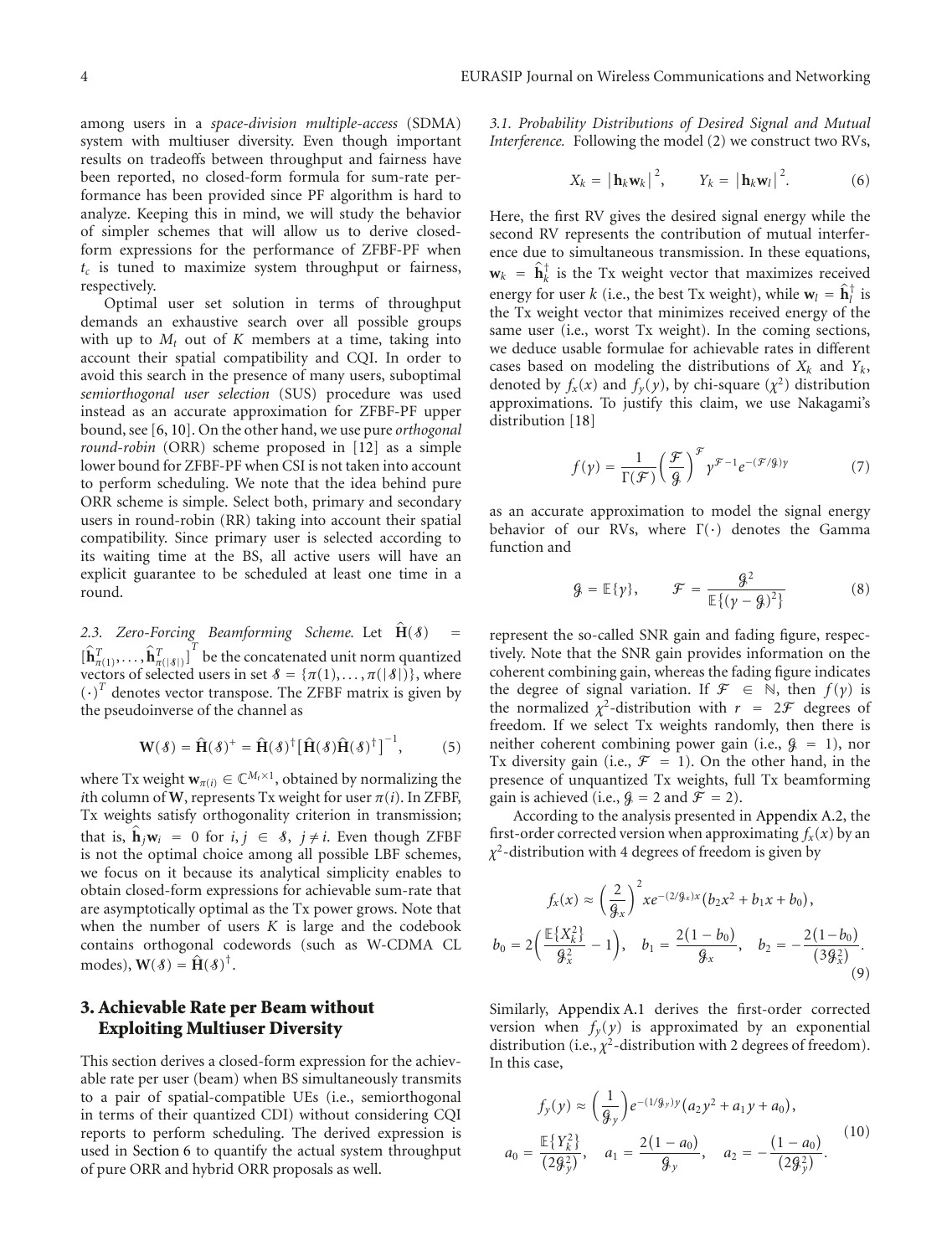among users in a *space-division multiple-access* (SDMA) system with multiuser diversity. Even though important results on tradeoffs between throughput and fairness have been reported, no closed-form formula for sum-rate performance has been provided since PF algorithm is hard to analyze. Keeping this in mind, we will study the behavior of simpler schemes that will allow us to derive closed-form expressions for the performance of ZFBF-PF when $t_c$ is tuned to maximize system throughput or fairness, respectively.

Optimal user set solution in terms of throughput demands an exhaustive search over all possible groups with up to $M_t$ out of $K$ members at a time, taking into account their spatial compatibility and CQI. In order to avoid this search in the presence of many users, suboptimal *semiorthogonal user selection* (SUS) procedure was used instead as an accurate approximation for ZFBF-PF upper bound, see [6, 10]. On the other hand, we use pure *orthogonal round-robin* (ORR) scheme proposed in [12] as a simple lower bound for ZFBF-PF when CSI is not taken into account to perform scheduling. We note that the idea behind pure ORR scheme is simple. Select both, primary and secondary users in round-robin (RR) taking into account their spatial compatibility. Since primary user is selected according to its waiting time at the BS, all active users will have an explicit guarantee to be scheduled at least one time in a round.

*2.3. Zero-Forcing Beamforming Scheme.* Let $\widehat{\mathbf{H}}(\mathcal{S}) = [\widehat{\mathbf{h}}_{\pi(1)}^T, \ldots, \widehat{\mathbf{h}}_{\pi(|\mathcal{S}|)}^T]^T$ be the concatenated unit norm quantized vectors of selected users in set $\mathcal{S} = \{\pi(1), \ldots, \pi(|\mathcal{S}|)\}$, where $(\cdot)^T$ denotes vector transpose. The ZFBF matrix is given by the pseudoinverse of the channel as

$$\mathbf{W}(\mathcal{S}) = \widehat{\mathbf{H}}(\mathcal{S})^{+} = \widehat{\mathbf{H}}(\mathcal{S})^{\dagger}\left[\widehat{\mathbf{H}}(\mathcal{S})\widehat{\mathbf{H}}(\mathcal{S})^{\dagger}\right]^{-1}, \tag{5}$$

where Tx weight $\mathbf{w}_{\pi(i)} \in \mathbb{C}^{M_t \times 1}$, obtained by normalizing the $i$th column of $\mathbf{W}$, represents Tx weight for user $\pi(i)$. In ZFBF, Tx weights satisfy orthogonality criterion in transmission; that is, $\widehat{\mathbf{h}}_j \mathbf{w}_i = 0$ for $i, j \in \mathcal{S}$, $j \neq i$. Even though ZFBF is not the optimal choice among all possible LBF schemes, we focus on it because its analytical simplicity enables to obtain closed-form expressions for achievable sum-rate that are asymptotically optimal as the Tx power grows. Note that when the number of users $K$ is large and the codebook contains orthogonal codewords (such as W-CDMA CL modes), $\mathbf{W}(\mathcal{S}) = \widehat{\mathbf{H}}(\mathcal{S})^{\dagger}$.

## 3. Achievable Rate per Beam without Exploiting Multiuser Diversity

This section derives a closed-form expression for the achievable rate per user (beam) when BS simultaneously transmits to a pair of spatial-compatible UEs (i.e., semiorthogonal in terms of their quantized CDI) without considering CQI reports to perform scheduling. The derived expression is used in Section 6 to quantify the actual system throughput of pure ORR and hybrid ORR proposals as well.

*3.1. Probability Distributions of Desired Signal and Mutual Interference.* Following the model (2) we construct two RVs,

$$X_k = \left|\mathbf{h}_k \mathbf{w}_k\right|^2, \qquad Y_k = \left|\mathbf{h}_k \mathbf{w}_l\right|^2. \tag{6}$$

Here, the first RV gives the desired signal energy while the second RV represents the contribution of mutual interference due to simultaneous transmission. In these equations, $\mathbf{w}_k = \widehat{\mathbf{h}}_k^{\dagger}$ is the Tx weight vector that maximizes received energy for user $k$ (i.e., the best Tx weight), while $\mathbf{w}_l = \widehat{\mathbf{h}}_l^{\dagger}$ is the Tx weight vector that minimizes received energy of the same user (i.e., worst Tx weight). In the coming sections, we deduce usable formulae for achievable rates in different cases based on modeling the distributions of $X_k$ and $Y_k$, denoted by $f_x(x)$ and $f_y(y)$, by chi-square ($\chi^2$) distribution approximations. To justify this claim, we use Nakagami's distribution [18]

$$f(y) = \frac{1}{\Gamma(\mathcal{F})}\left(\frac{\mathcal{F}}{\mathcal{G}}\right)^{\mathcal{F}} y^{\mathcal{F}-1} e^{-(\mathcal{F}/\mathcal{G})y} \tag{7}$$

as an accurate approximation to model the signal energy behavior of our RVs, where $\Gamma(\cdot)$ denotes the Gamma function and

$$\mathcal{G} = \mathbb{E}\{y\}, \qquad \mathcal{F} = \frac{\mathcal{G}^2}{\mathbb{E}\{(y-\mathcal{G})^2\}} \tag{8}$$

represent the so-called SNR gain and fading figure, respectively. Note that the SNR gain provides information on the coherent combining gain, whereas the fading figure indicates the degree of signal variation. If $\mathcal{F} \in \mathbb{N}$, then $f(y)$ is the normalized $\chi^2$-distribution with $r = 2\mathcal{F}$ degrees of freedom. If we select Tx weights randomly, then there is neither coherent combining power gain (i.e., $\mathcal{G} = 1$), nor Tx diversity gain (i.e., $\mathcal{F} = 1$). On the other hand, in the presence of unquantized Tx weights, full Tx beamforming gain is achieved (i.e., $\mathcal{G} = 2$ and $\mathcal{F} = 2$).

According to the analysis presented in Appendix A.2, the first-order corrected version when approximating $f_x(x)$ by an $\chi^2$-distribution with 4 degrees of freedom is given by

$$f_x(x) \approx \left(\frac{2}{\mathcal{G}_x}\right)^2 x e^{-(2/\mathcal{G}_x)x}\left(b_2 x^2 + b_1 x + b_0\right),$$
$$b_0 = 2\left(\frac{\mathbb{E}\{X_k^2\}}{\mathcal{G}_x^2} - 1\right), \quad b_1 = \frac{2(1-b_0)}{\mathcal{G}_x}, \quad b_2 = -\frac{2(1-b_0)}{(3\mathcal{G}_x^2)}. \tag{9}$$

Similarly, Appendix A.1 derives the first-order corrected version when $f_y(y)$ is approximated by an exponential distribution (i.e., $\chi^2$-distribution with 2 degrees of freedom). In this case,

$$f_y(y) \approx \left(\frac{1}{\mathcal{G}_y}\right) e^{-(1/\mathcal{G}_y)y}\left(a_2 y^2 + a_1 y + a_0\right),$$
$$a_0 = \frac{\mathbb{E}\{Y_k^2\}}{(2\mathcal{G}_y^2)}, \quad a_1 = \frac{2(1-a_0)}{\mathcal{G}_y}, \quad a_2 = -\frac{(1-a_0)}{(2\mathcal{G}_y^2)}. \tag{10}$$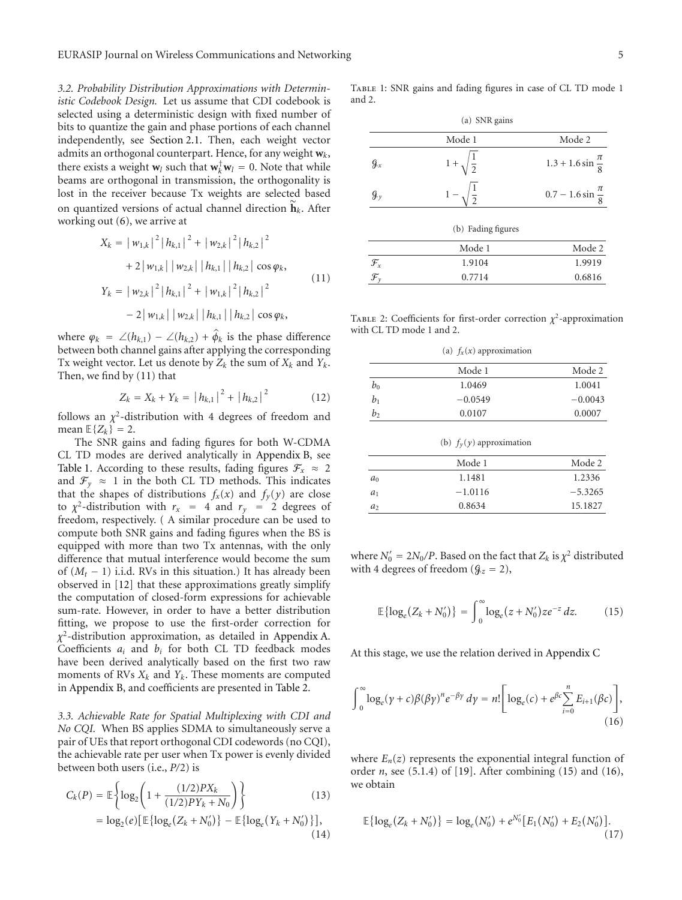*3.2. Probability Distribution Approximations with Deterministic Codebook Design.* Let us assume that CDI codebook is selected using a deterministic design with fixed number of bits to quantize the gain and phase portions of each channel independently, see Section 2.1. Then, each weight vector admits an orthogonal counterpart. Hence, for any weight $\mathbf{w}_k$, there exists a weight $\mathbf{w}_l$ such that $\mathbf{w}_k^{\dagger}\mathbf{w}_l = 0$. Note that while beams are orthogonal in transmission, the orthogonality is lost in the receiver because Tx weights are selected based on quantized versions of actual channel direction $\widetilde{\mathbf{h}}_k$. After working out (6), we arrive at

$$\begin{aligned} X_k &= |w_{1,k}|^2|h_{k,1}|^2 + |w_{2,k}|^2|h_{k,2}|^2 \\ &\quad + 2|w_{1,k}||w_{2,k}||h_{k,1}||h_{k,2}|\cos\varphi_k, \\ Y_k &= |w_{2,k}|^2|h_{k,1}|^2 + |w_{1,k}|^2|h_{k,2}|^2 \\ &\quad - 2|w_{1,k}||w_{2,k}||h_{k,1}||h_{k,2}|\cos\varphi_k, \end{aligned} \tag{11}$$

where $\varphi_k = \angle(h_{k,1}) - \angle(h_{k,2}) + \widehat{\phi}_k$ is the phase difference between both channel gains after applying the corresponding Tx weight vector. Let us denote by $Z_k$ the sum of $X_k$ and $Y_k$. Then, we find by (11) that

$$Z_k = X_k + Y_k = |h_{k,1}|^2 + |h_{k,2}|^2 \tag{12}$$

follows an $\chi^2$-distribution with 4 degrees of freedom and mean $\mathbb{E}\{Z_k\} = 2$.

The SNR gains and fading figures for both W-CDMA CL TD modes are derived analytically in Appendix B, see Table 1. According to these results, fading figures $\mathcal{F}_x \approx 2$ and $\mathcal{F}_y \approx 1$ in the both CL TD methods. This indicates that the shapes of distributions $f_x(x)$ and $f_y(y)$ are close to $\chi^2$-distribution with $r_x = 4$ and $r_y = 2$ degrees of freedom, respectively. ( A similar procedure can be used to compute both SNR gains and fading figures when the BS is equipped with more than two Tx antennas, with the only difference that mutual interference would become the sum of $(M_t - 1)$ i.i.d. RVs in this situation.) It has already been observed in [12] that these approximations greatly simplify the computation of closed-form expressions for achievable sum-rate. However, in order to have a better distribution fitting, we propose to use the first-order correction for $\chi^2$-distribution approximation, as detailed in Appendix A. Coefficients $a_i$ and $b_i$ for both CL TD feedback modes have been derived analytically based on the first two raw moments of RVs $X_k$ and $Y_k$. These moments are computed in Appendix B, and coefficients are presented in Table 2.

Table 1: SNR gains and fading figures in case of CL TD mode 1 and 2.

(a) SNR gains

| | Mode 1 | Mode 2 |
|---|---|---|
| $\mathcal{G}_x$ | $1 + \sqrt{\frac{1}{2}}$ | $1.3 + 1.6 \sin\frac{\pi}{8}$ |
| $\mathcal{G}_y$ | $1 - \sqrt{\frac{1}{2}}$ | $0.7 - 1.6 \sin\frac{\pi}{8}$ |

(b) Fading figures

| | Mode 1 | Mode 2 |
|---|---|---|
| $\mathcal{F}_x$ | 1.9104 | 1.9919 |
| $\mathcal{F}_y$ | 0.7714 | 0.6816 |

Table 2: Coefficients for first-order correction $\chi^2$-approximation with CL TD mode 1 and 2.

(a) $f_x(x)$ approximation

| | Mode 1 | Mode 2 |
|---|---|---|
| $b_0$ | 1.0469 | 1.0041 |
| $b_1$ | −0.0549 | −0.0043 |
| $b_2$ | 0.0107 | 0.0007 |

(b) $f_y(y)$ approximation

| | Mode 1 | Mode 2 |
|---|---|---|
| $a_0$ | 1.1481 | 1.2336 |
| $a_1$ | −1.0116 | −5.3265 |
| $a_2$ | 0.8634 | 15.1827 |

*3.3. Achievable Rate for Spatial Multiplexing with CDI and No CQI.* When BS applies SDMA to simultaneously serve a pair of UEs that report orthogonal CDI codewords (no CQI), the achievable rate per user when Tx power is evenly divided between both users (i.e., $P/2$) is

$$\begin{aligned} C_k(P) &= \mathbb{E}\left\{\log_2\left(1 + \frac{(1/2)PX_k}{(1/2)PY_k + N_0}\right)\right\} & (13) \\ &= \log_2(e)\left[\mathbb{E}\{\log_e(Z_k + N_0')\} - \mathbb{E}\{\log_e(Y_k + N_0')\}\right], & (14) \end{aligned}$$

where $N_0' = 2N_0/P$. Based on the fact that $Z_k$ is $\chi^2$ distributed with 4 degrees of freedom ($\mathcal{G}_z = 2$),

$$\mathbb{E}\{\log_e(Z_k + N_0')\} = \int_0^\infty \log_e(z + N_0')ze^{-z}\,dz. \tag{15}$$

At this stage, we use the relation derived in Appendix C

$$\int_0^\infty \log_e(\gamma + c)\beta(\beta\gamma)^n e^{-\beta\gamma}\,d\gamma = n!\left[\log_e(c) + e^{\beta c}\sum_{i=0}^{n} E_{i+1}(\beta c)\right], \tag{16}$$

where $E_n(z)$ represents the exponential integral function of order $n$, see (5.1.4) of [19]. After combining (15) and (16), we obtain

$$\mathbb{E}\{\log_e(Z_k + N_0')\} = \log_e(N_0') + e^{N_0'}\left[E_1(N_0') + E_2(N_0')\right]. \tag{17}$$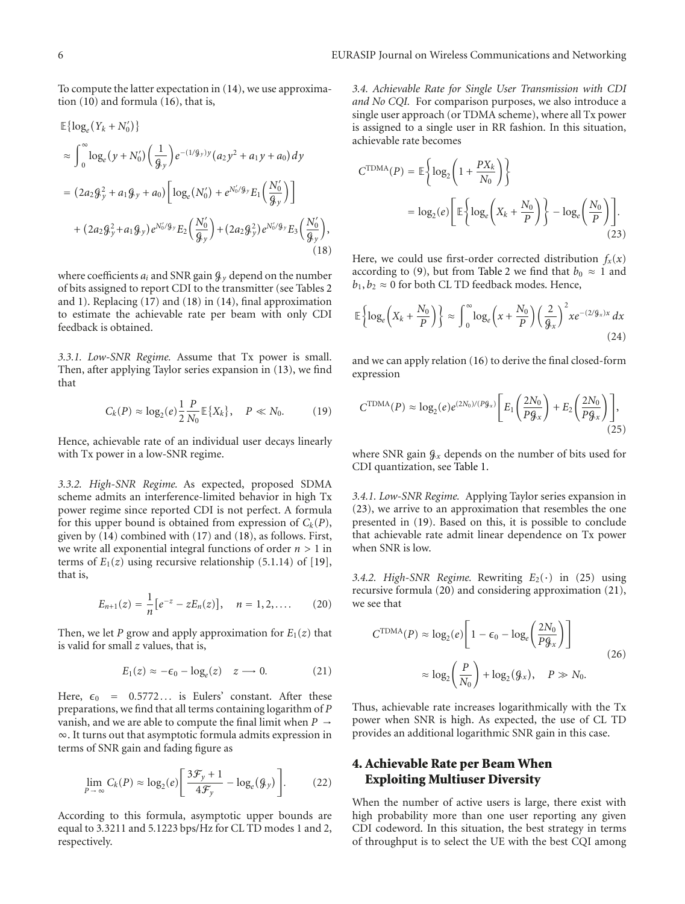To compute the latter expectation in (14), we use approximation (10) and formula (16), that is,

$$
\begin{aligned}
&\mathbb{E}\{\log_e(Y_k + N_0')\} \\
&\approx \int_0^\infty \log_e(y + N_0')\left(\frac{1}{\mathcal{G}_y}\right)e^{-(1/\mathcal{G}_y)y}(a_2 y^2 + a_1 y + a_0)\,dy \\
&= (2a_2\mathcal{G}_y^2 + a_1\mathcal{G}_y + a_0)\left[\log_e(N_0') + e^{N_0'/\mathcal{G}_y}E_1\left(\frac{N_0'}{\mathcal{G}_y}\right)\right] \\
&\quad + (2a_2\mathcal{G}_y^2 + a_1\mathcal{G}_y)e^{N_0'/\mathcal{G}_y}E_2\left(\frac{N_0'}{\mathcal{G}_y}\right) + (2a_2\mathcal{G}_y^2)e^{N_0'/\mathcal{G}_y}E_3\left(\frac{N_0'}{\mathcal{G}_y}\right),
\end{aligned} \tag{18}
$$

where coefficients $a_i$ and SNR gain $\mathcal{G}_y$ depend on the number of bits assigned to report CDI to the transmitter (see Tables 2 and 1). Replacing (17) and (18) in (14), final approximation to estimate the achievable rate per beam with only CDI feedback is obtained.

*3.3.1. Low-SNR Regime.* Assume that Tx power is small. Then, after applying Taylor series expansion in (13), we find that

$$
C_k(P) \approx \log_2(e)\frac{1}{2}\frac{P}{N_0}\mathbb{E}\{X_k\}, \quad P \ll N_0. \tag{19}
$$

Hence, achievable rate of an individual user decays linearly with Tx power in a low-SNR regime.

*3.3.2. High-SNR Regime.* As expected, proposed SDMA scheme admits an interference-limited behavior in high Tx power regime since reported CDI is not perfect. A formula for this upper bound is obtained from expression of $C_k(P)$, given by (14) combined with (17) and (18), as follows. First, we write all exponential integral functions of order $n > 1$ in terms of $E_1(z)$ using recursive relationship (5.1.14) of [19], that is,

$$
E_{n+1}(z) = \frac{1}{n}\left[e^{-z} - zE_n(z)\right], \quad n = 1, 2, \ldots. \tag{20}
$$

Then, we let $P$ grow and apply approximation for $E_1(z)$ that is valid for small $z$ values, that is,

$$
E_1(z) \approx -\epsilon_0 - \log_e(z) \quad z \longrightarrow 0. \tag{21}
$$

Here, $\epsilon_0 = 0.5772\ldots$ is Eulers' constant. After these preparations, we find that all terms containing logarithm of $P$ vanish, and we are able to compute the final limit when $P \to \infty$. It turns out that asymptotic formula admits expression in terms of SNR gain and fading figure as

$$
\lim_{P \to \infty} C_k(P) \approx \log_2(e)\left[\frac{3\mathcal{F}_y + 1}{4\mathcal{F}_y} - \log_e(\mathcal{G}_y)\right]. \tag{22}
$$

According to this formula, asymptotic upper bounds are equal to 3.3211 and 5.1223 bps/Hz for CL TD modes 1 and 2, respectively.

*3.4. Achievable Rate for Single User Transmission with CDI and No CQI.* For comparison purposes, we also introduce a single user approach (or TDMA scheme), where all Tx power is assigned to a single user in RR fashion. In this situation, achievable rate becomes

$$
\begin{aligned}
C^{\text{TDMA}}(P) &= \mathbb{E}\left\{\log_2\left(1 + \frac{PX_k}{N_0}\right)\right\} \\
&= \log_2(e)\left[\mathbb{E}\left\{\log_e\left(X_k + \frac{N_0}{P}\right)\right\} - \log_e\left(\frac{N_0}{P}\right)\right].
\end{aligned} \tag{23}
$$

Here, we could use first-order corrected distribution $f_x(x)$ according to (9), but from Table 2 we find that $b_0 \approx 1$ and $b_1, b_2 \approx 0$ for both CL TD feedback modes. Hence,

$$
\mathbb{E}\left\{\log_e\left(X_k + \frac{N_0}{P}\right)\right\} \approx \int_0^\infty \log_e\left(x + \frac{N_0}{P}\right)\left(\frac{2}{\mathcal{G}_x}\right)^2 x e^{-(2/\mathcal{G}_x)x}\,dx \tag{24}
$$

and we can apply relation (16) to derive the final closed-form expression

$$
C^{\text{TDMA}}(P) \approx \log_2(e)e^{(2N_0)/(P\mathcal{G}_x)}\left[E_1\left(\frac{2N_0}{P\mathcal{G}_x}\right) + E_2\left(\frac{2N_0}{P\mathcal{G}_x}\right)\right], \tag{25}
$$

where SNR gain $\mathcal{G}_x$ depends on the number of bits used for CDI quantization, see Table 1.

*3.4.1. Low-SNR Regime.* Applying Taylor series expansion in (23), we arrive to an approximation that resembles the one presented in (19). Based on this, it is possible to conclude that achievable rate admit linear dependence on Tx power when SNR is low.

*3.4.2. High-SNR Regime.* Rewriting $E_2(\cdot)$ in (25) using recursive formula (20) and considering approximation (21), we see that

$$
\begin{aligned}
C^{\text{TDMA}}(P) &\approx \log_2(e)\left[1 - \epsilon_0 - \log_e\left(\frac{2N_0}{P\mathcal{G}_x}\right)\right] \\
&\approx \log_2\left(\frac{P}{N_0}\right) + \log_2(\mathcal{G}_x), \quad P \gg N_0.
\end{aligned} \tag{26}
$$

Thus, achievable rate increases logarithmically with the Tx power when SNR is high. As expected, the use of CL TD provides an additional logarithmic SNR gain in this case.

## 4. Achievable Rate per Beam When Exploiting Multiuser Diversity

When the number of active users is large, there exist with high probability more than one user reporting any given CDI codeword. In this situation, the best strategy in terms of throughput is to select the UE with the best CQI among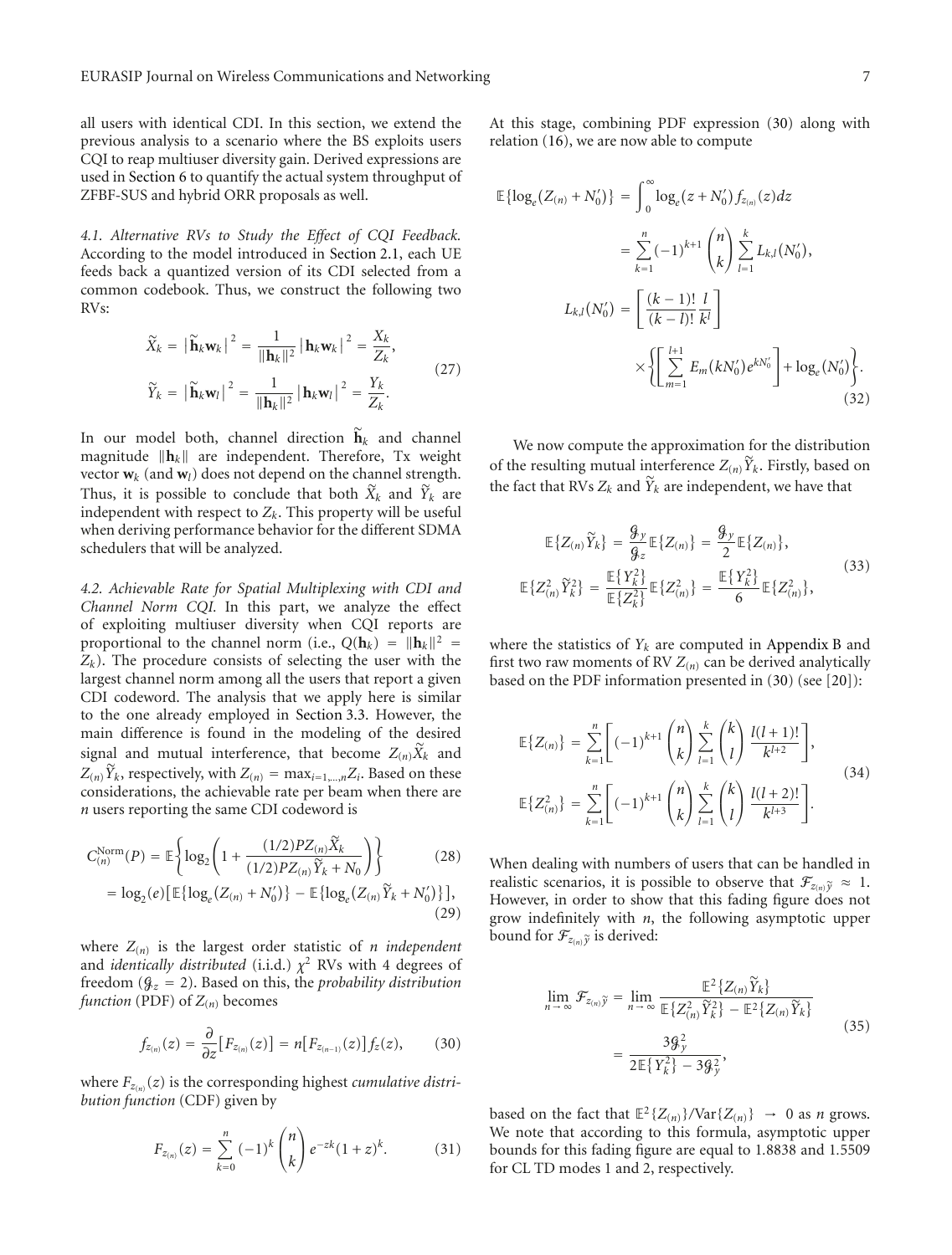all users with identical CDI. In this section, we extend the previous analysis to a scenario where the BS exploits users CQI to reap multiuser diversity gain. Derived expressions are used in Section 6 to quantify the actual system throughput of ZFBF-SUS and hybrid ORR proposals as well.

*4.1. Alternative RVs to Study the Effect of CQI Feedback.* According to the model introduced in Section 2.1, each UE feeds back a quantized version of its CDI selected from a common codebook. Thus, we construct the following two RVs:

$$\begin{aligned}\tilde{X}_k &= \left|\tilde{\mathbf{h}}_k \mathbf{w}_k\right|^2 = \frac{1}{\|\mathbf{h}_k\|^2}\left|\mathbf{h}_k \mathbf{w}_k\right|^2 = \frac{X_k}{Z_k},\\ \tilde{Y}_k &= \left|\tilde{\mathbf{h}}_k \mathbf{w}_l\right|^2 = \frac{1}{\|\mathbf{h}_k\|^2}\left|\mathbf{h}_k \mathbf{w}_l\right|^2 = \frac{Y_k}{Z_k}.\end{aligned} \tag{27}$$

In our model both, channel direction $\tilde{\mathbf{h}}_k$ and channel magnitude $\|\mathbf{h}_k\|$ are independent. Therefore, Tx weight vector $\mathbf{w}_k$ (and $\mathbf{w}_l$) does not depend on the channel strength. Thus, it is possible to conclude that both $\tilde{X}_k$ and $\tilde{Y}_k$ are independent with respect to $Z_k$. This property will be useful when deriving performance behavior for the different SDMA schedulers that will be analyzed.

*4.2. Achievable Rate for Spatial Multiplexing with CDI and Channel Norm CQI.* In this part, we analyze the effect of exploiting multiuser diversity when CQI reports are proportional to the channel norm (i.e., $Q(\mathbf{h}_k) = \|\mathbf{h}_k\|^2 = Z_k$). The procedure consists of selecting the user with the largest channel norm among all the users that report a given CDI codeword. The analysis that we apply here is similar to the one already employed in Section 3.3. However, the main difference is found in the modeling of the desired signal and mutual interference, that become $Z_{(n)}\tilde{X}_k$ and $Z_{(n)}\tilde{Y}_k$, respectively, with $Z_{(n)} = \max_{i=1,\ldots,n} Z_i$. Based on these considerations, the achievable rate per beam when there are $n$ users reporting the same CDI codeword is

$$C_{(n)}^{\text{Norm}}(P) = \mathbb{E}\left\{\log_2\left(1 + \frac{(1/2)PZ_{(n)}\tilde{X}_k}{(1/2)PZ_{(n)}\tilde{Y}_k + N_0}\right)\right\} \tag{28}$$

$$= \log_2(e)\left[\mathbb{E}\{\log_e(Z_{(n)} + N_0')\} - \mathbb{E}\{\log_e(Z_{(n)}\tilde{Y}_k + N_0')\}\right], \tag{29}$$

where $Z_{(n)}$ is the largest order statistic of $n$ *independent* and *identically distributed* (i.i.d.) $\chi^2$ RVs with 4 degrees of freedom ($\mathcal{G}_z = 2$). Based on this, the *probability distribution function* (PDF) of $Z_{(n)}$ becomes

$$f_{z_{(n)}}(z) = \frac{\partial}{\partial z}\left[F_{z_{(n)}}(z)\right] = n\left[F_{z_{(n-1)}}(z)\right]f_z(z), \tag{30}$$

where $F_{z_{(n)}}(z)$ is the corresponding highest *cumulative distribution function* (CDF) given by

$$F_{z_{(n)}}(z) = \sum_{k=0}^{n}(-1)^k\binom{n}{k}e^{-zk}(1+z)^k. \tag{31}$$

At this stage, combining PDF expression (30) along with relation (16), we are now able to compute

$$\begin{aligned}\mathbb{E}\{\log_e(Z_{(n)} + N_0')\} &= \int_0^\infty \log_e(z + N_0')f_{z_{(n)}}(z)dz\\ &= \sum_{k=1}^{n}(-1)^{k+1}\binom{n}{k}\sum_{l=1}^{k}L_{k,l}(N_0'),\\ L_{k,l}(N_0') &= \left[\frac{(k-1)!}{(k-l)!}\frac{l}{k^l}\right]\\ &\quad\times\left\{\left[\sum_{m=1}^{l+1}E_m(kN_0')e^{kN_0'}\right] + \log_e(N_0')\right\}.\end{aligned} \tag{32}$$

We now compute the approximation for the distribution of the resulting mutual interference $Z_{(n)}\tilde{Y}_k$. Firstly, based on the fact that RVs $Z_k$ and $\tilde{Y}_k$ are independent, we have that

$$\begin{aligned}\mathbb{E}\{Z_{(n)}\tilde{Y}_k\} &= \frac{\mathcal{G}_y}{\mathcal{G}_z}\mathbb{E}\{Z_{(n)}\} = \frac{\mathcal{G}_y}{2}\mathbb{E}\{Z_{(n)}\},\\ \mathbb{E}\{Z_{(n)}^2\tilde{Y}_k^2\} &= \frac{\mathbb{E}\{Y_k^2\}}{\mathbb{E}\{Z_k^2\}}\mathbb{E}\{Z_{(n)}^2\} = \frac{\mathbb{E}\{Y_k^2\}}{6}\mathbb{E}\{Z_{(n)}^2\},\end{aligned} \tag{33}$$

where the statistics of $Y_k$ are computed in Appendix B and first two raw moments of RV $Z_{(n)}$ can be derived analytically based on the PDF information presented in (30) (see [20]):

$$\begin{aligned}\mathbb{E}\{Z_{(n)}\} &= \sum_{k=1}^{n}\left[(-1)^{k+1}\binom{n}{k}\sum_{l=1}^{k}\binom{k}{l}\frac{l(l+1)!}{k^{l+2}}\right],\\ \mathbb{E}\{Z_{(n)}^2\} &= \sum_{k=1}^{n}\left[(-1)^{k+1}\binom{n}{k}\sum_{l=1}^{k}\binom{k}{l}\frac{l(l+2)!}{k^{l+3}}\right].\end{aligned} \tag{34}$$

When dealing with numbers of users that can be handled in realistic scenarios, it is possible to observe that $\mathcal{F}_{z_{(n)}\tilde{y}} \approx 1$. However, in order to show that this fading figure does not grow indefinitely with $n$, the following asymptotic upper bound for $\mathcal{F}_{z_{(n)}\tilde{y}}$ is derived:

$$\begin{aligned}\lim_{n\to\infty}\mathcal{F}_{z_{(n)}\tilde{y}} &= \lim_{n\to\infty}\frac{\mathbb{E}^2\{Z_{(n)}\tilde{Y}_k\}}{\mathbb{E}\{Z_{(n)}^2\tilde{Y}_k^2\} - \mathbb{E}^2\{Z_{(n)}\tilde{Y}_k\}}\\ &= \frac{3\mathcal{G}_y^2}{2\mathbb{E}\{Y_k^2\} - 3\mathcal{G}_y^2},\end{aligned} \tag{35}$$

based on the fact that $\mathbb{E}^2\{Z_{(n)}\}/\text{Var}\{Z_{(n)}\} \to 0$ as $n$ grows. We note that according to this formula, asymptotic upper bounds for this fading figure are equal to 1.8838 and 1.5509 for CL TD modes 1 and 2, respectively.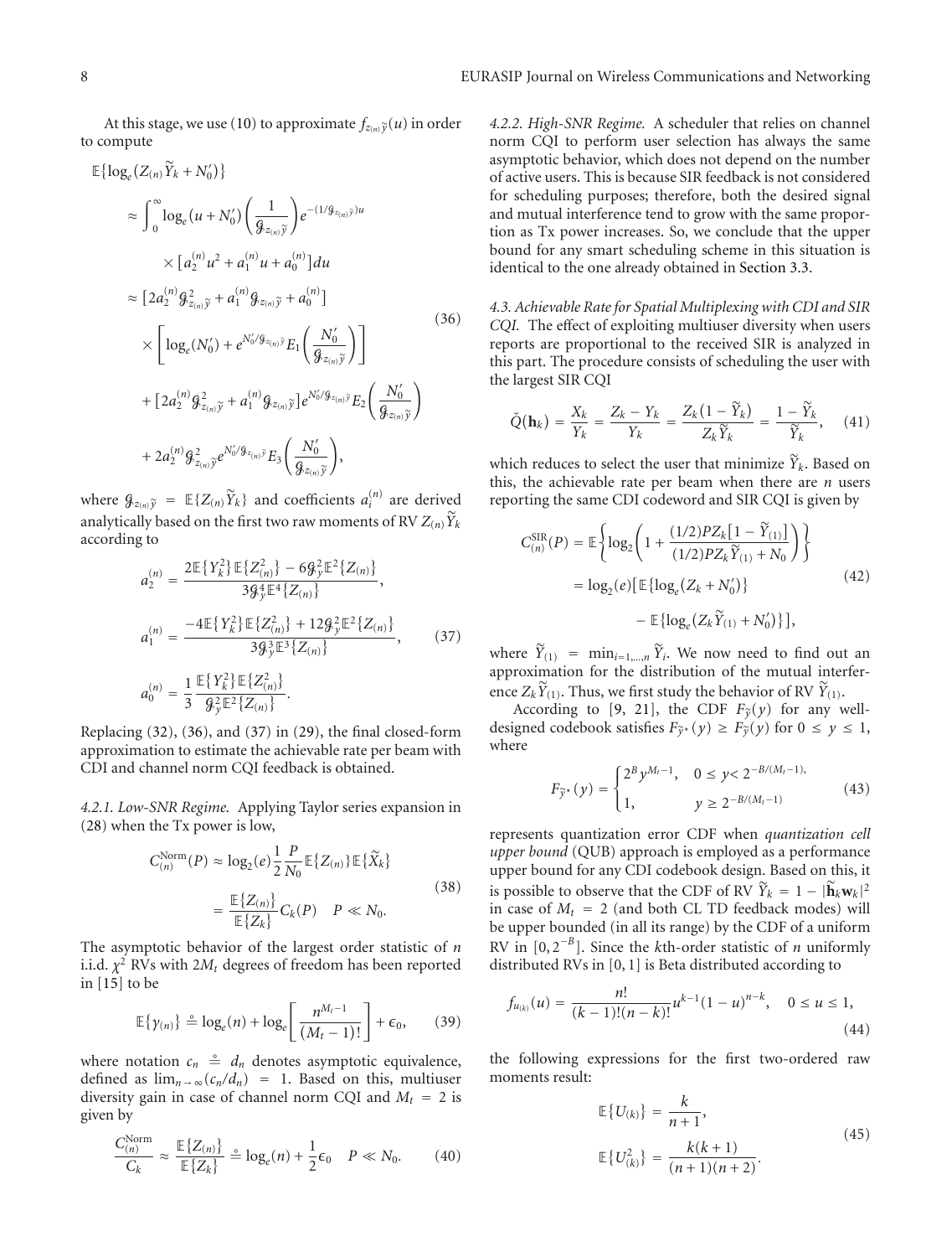At this stage, we use (10) to approximate $f_{z_{(n)}\tilde{y}}(u)$ in order to compute

$$
\begin{aligned}
\mathbb{E}\{\log_e(Z_{(n)}\widetilde{Y}_k + N_0')\}
&\approx \int_0^\infty \log_e(u+N_0')\left(\frac{1}{\mathcal{G}_{z_{(n)}\tilde{y}}}\right)e^{-(1/\mathcal{G}_{z_{(n)}\tilde{y}})u} \\
&\quad \times \left[a_2^{(n)}u^2 + a_1^{(n)}u + a_0^{(n)}\right]du \\
&\approx \left[2a_2^{(n)}\mathcal{G}_{z_{(n)}\tilde{y}}^2 + a_1^{(n)}\mathcal{G}_{z_{(n)}\tilde{y}} + a_0^{(n)}\right] \\
&\quad \times \left[\log_e(N_0') + e^{N_0'/\mathcal{G}_{z_{(n)}\tilde{y}}}E_1\left(\frac{N_0'}{\mathcal{G}_{z_{(n)}\tilde{y}}}\right)\right] \\
&\quad + \left[2a_2^{(n)}\mathcal{G}_{z_{(n)}\tilde{y}}^2 + a_1^{(n)}\mathcal{G}_{z_{(n)}\tilde{y}}\right]e^{N_0'/\mathcal{G}_{z_{(n)}\tilde{y}}}E_2\left(\frac{N_0'}{\mathcal{G}_{z_{(n)}\tilde{y}}}\right) \\
&\quad + 2a_2^{(n)}\mathcal{G}_{z_{(n)}\tilde{y}}^2 e^{N_0'/\mathcal{G}_{z_{(n)}\tilde{y}}}E_3\left(\frac{N_0'}{\mathcal{G}_{z_{(n)}\tilde{y}}}\right),
\end{aligned}
\tag{36}
$$

where $\mathcal{G}_{z_{(n)}\tilde{y}} = \mathbb{E}\{Z_{(n)}\widetilde{Y}_k\}$ and coefficients $a_i^{(n)}$ are derived analytically based on the first two raw moments of RV $Z_{(n)}\widetilde{Y}_k$ according to

$$
\begin{aligned}
a_2^{(n)} &= \frac{2\mathbb{E}\{Y_k^2\}\mathbb{E}\{Z_{(n)}^2\} - 6\mathcal{G}_y^2\mathbb{E}^2\{Z_{(n)}\}}{3\mathcal{G}_y^4\mathbb{E}^4\{Z_{(n)}\}}, \\
a_1^{(n)} &= \frac{-4\mathbb{E}\{Y_k^2\}\mathbb{E}\{Z_{(n)}^2\} + 12\mathcal{G}_y^2\mathbb{E}^2\{Z_{(n)}\}}{3\mathcal{G}_y^3\mathbb{E}^3\{Z_{(n)}\}}, \\
a_0^{(n)} &= \frac{1}{3}\frac{\mathbb{E}\{Y_k^2\}\mathbb{E}\{Z_{(n)}^2\}}{\mathcal{G}_y^2\mathbb{E}^2\{Z_{(n)}\}}.
\end{aligned}
\tag{37}
$$

Replacing (32), (36), and (37) in (29), the final closed-form approximation to estimate the achievable rate per beam with CDI and channel norm CQI feedback is obtained.

*4.2.1. Low-SNR Regime.* Applying Taylor series expansion in (28) when the Tx power is low,

$$
\begin{aligned}
C_{(n)}^{\text{Norm}}(P) &\approx \log_2(e)\frac{1}{2}\frac{P}{N_0}\mathbb{E}\{Z_{(n)}\}\mathbb{E}\{\widetilde{X}_k\} \\
&= \frac{\mathbb{E}\{Z_{(n)}\}}{\mathbb{E}\{Z_k\}}C_k(P) \quad P \ll N_0.
\end{aligned}
\tag{38}
$$

The asymptotic behavior of the largest order statistic of $n$ i.i.d. $\chi^2$ RVs with $2M_t$ degrees of freedom has been reported in [15] to be

$$
\mathbb{E}\{\gamma_{(n)}\} \doteq \log_e(n) + \log_e\left[\frac{n^{M_t-1}}{(M_t-1)!}\right] + \epsilon_0, \tag{39}
$$

where notation $c_n \doteq d_n$ denotes asymptotic equivalence, defined as $\lim_{n\to\infty}(c_n/d_n) = 1$. Based on this, multiuser diversity gain in case of channel norm CQI and $M_t = 2$ is given by

$$
\frac{C_{(n)}^{\text{Norm}}}{C_k} \approx \frac{\mathbb{E}\{Z_{(n)}\}}{\mathbb{E}\{Z_k\}} \doteq \log_e(n) + \frac{1}{2}\epsilon_0 \quad P \ll N_0. \tag{40}
$$

*4.2.2. High-SNR Regime.* A scheduler that relies on channel norm CQI to perform user selection has always the same asymptotic behavior, which does not depend on the number of active users. This is because SIR feedback is not considered for scheduling purposes; therefore, both the desired signal and mutual interference tend to grow with the same proportion as Tx power increases. So, we conclude that the upper bound for any smart scheduling scheme in this situation is identical to the one already obtained in Section 3.3.

*4.3. Achievable Rate for Spatial Multiplexing with CDI and SIR CQI.* The effect of exploiting multiuser diversity when users reports are proportional to the received SIR is analyzed in this part. The procedure consists of scheduling the user with the largest SIR CQI

$$
\breve{Q}(\mathbf{h}_k) = \frac{X_k}{Y_k} = \frac{Z_k - Y_k}{Y_k} = \frac{Z_k(1-\widetilde{Y}_k)}{Z_k\widetilde{Y}_k} = \frac{1-\widetilde{Y}_k}{\widetilde{Y}_k}, \tag{41}
$$

which reduces to select the user that minimize $\widetilde{Y}_k$. Based on this, the achievable rate per beam when there are $n$ users reporting the same CDI codeword and SIR CQI is given by

$$
\begin{aligned}
C_{(n)}^{\text{SIR}}(P) &= \mathbb{E}\left\{\log_2\left(1 + \frac{(1/2)PZ_k\left[1-\widetilde{Y}_{(1)}\right]}{(1/2)PZ_k\widetilde{Y}_{(1)} + N_0}\right)\right\} \\
&= \log_2(e)\left[\mathbb{E}\{\log_e(Z_k + N_0')\}\right. \\
&\quad \left. - \mathbb{E}\{\log_e(Z_k\widetilde{Y}_{(1)} + N_0')\}\right],
\end{aligned}
\tag{42}
$$

where $\widetilde{Y}_{(1)} = \min_{i=1,\ldots,n}\widetilde{Y}_i$. We now need to find out an approximation for the distribution of the mutual interference $Z_k\widetilde{Y}_{(1)}$. Thus, we first study the behavior of RV $\widetilde{Y}_{(1)}$.

According to [9, 21], the CDF $F_{\tilde{y}}(y)$ for any well-designed codebook satisfies $F_{\tilde{y}^*}(y) \geq F_{\tilde{y}}(y)$ for $0 \leq y \leq 1$, where

$$
F_{\tilde{y}^*}(y) = \begin{cases} 2^B y^{M_t-1}, & 0 \leq y < 2^{-B/(M_t-1)}, \\ 1, & y \geq 2^{-B/(M_t-1)} \end{cases} \tag{43}
$$

represents quantization error CDF when *quantization cell upper bound* (QUB) approach is employed as a performance upper bound for any CDI codebook design. Based on this, it is possible to observe that the CDF of RV $\widetilde{Y}_k = 1 - |\tilde{\mathbf{h}}_k\mathbf{w}_k|^2$ in case of $M_t = 2$ (and both CL TD feedback modes) will be upper bounded (in all its range) by the CDF of a uniform RV in $[0, 2^{-B}]$. Since the $k$th-order statistic of $n$ uniformly distributed RVs in $[0, 1]$ is Beta distributed according to

$$
f_{u_{(k)}}(u) = \frac{n!}{(k-1)!(n-k)!}u^{k-1}(1-u)^{n-k}, \quad 0 \leq u \leq 1, \tag{44}
$$

the following expressions for the first two-ordered raw moments result:

$$
\begin{aligned}
\mathbb{E}\{U_{(k)}\} &= \frac{k}{n+1}, \\
\mathbb{E}\{U_{(k)}^2\} &= \frac{k(k+1)}{(n+1)(n+2)}.
\end{aligned}
\tag{45}
$$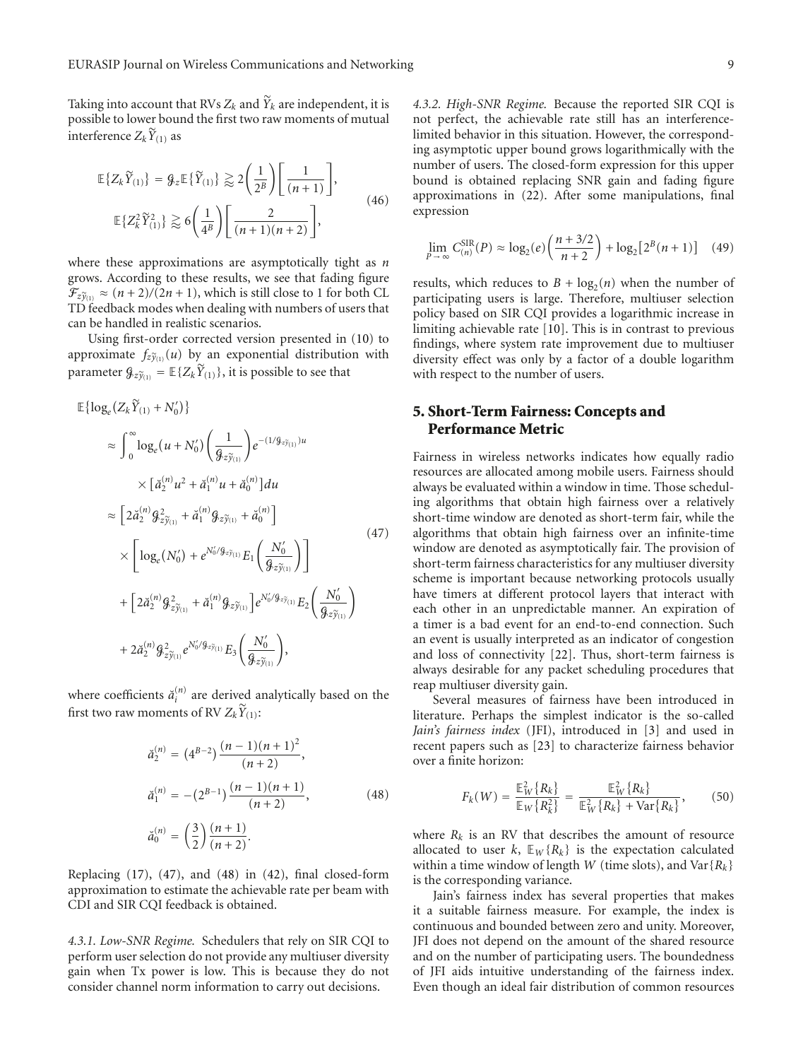Taking into account that RVs $Z_k$ and $\widetilde{Y}_k$ are independent, it is possible to lower bound the first two raw moments of mutual interference $Z_k\widetilde{Y}_{(1)}$ as

$$\mathbb{E}\{Z_k\widetilde{Y}_{(1)}\} = \mathcal{G}_z\mathbb{E}\{\widetilde{Y}_{(1)}\} \gtrapprox 2\left(\frac{1}{2^B}\right)\left[\frac{1}{(n+1)}\right],$$
$$\mathbb{E}\{Z_k^2\widetilde{Y}_{(1)}^2\} \gtrapprox 6\left(\frac{1}{4^B}\right)\left[\frac{2}{(n+1)(n+2)}\right], \tag{46}$$

where these approximations are asymptotically tight as $n$ grows. According to these results, we see that fading figure $\mathcal{F}_{z\widetilde{y}_{(1)}} \approx (n+2)/(2n+1)$, which is still close to 1 for both CL TD feedback modes when dealing with numbers of users that can be handled in realistic scenarios.

Using first-order corrected version presented in (10) to approximate $f_{z\widetilde{y}_{(1)}}(u)$ by an exponential distribution with parameter $\mathcal{G}_{z\widetilde{y}_{(1)}} = \mathbb{E}\{Z_k\widetilde{Y}_{(1)}\}$, it is possible to see that

$$\begin{aligned}
\mathbb{E}\{\log_e(Z_k\widetilde{Y}_{(1)} + N_0')\}
&\approx \int_0^\infty \log_e(u+N_0')\left(\frac{1}{\mathcal{G}_{z\widetilde{y}_{(1)}}}\right)e^{-(1/\mathcal{G}_{z\widetilde{y}_{(1)}})u} \\
&\quad\times\left[\breve{a}_2^{(n)}u^2 + \breve{a}_1^{(n)}u + \breve{a}_0^{(n)}\right]du \\
&\approx \left[2\breve{a}_2^{(n)}\mathcal{G}_{z\widetilde{y}_{(1)}}^2 + \breve{a}_1^{(n)}\mathcal{G}_{z\widetilde{y}_{(1)}} + \breve{a}_0^{(n)}\right] \\
&\quad\times\left[\log_e(N_0') + e^{N_0'/\mathcal{G}_{z\widetilde{y}_{(1)}}}E_1\left(\frac{N_0'}{\mathcal{G}_{z\widetilde{y}_{(1)}}}\right)\right] \\
&\quad+\left[2\breve{a}_2^{(n)}\mathcal{G}_{z\widetilde{y}_{(1)}}^2 + \breve{a}_1^{(n)}\mathcal{G}_{z\widetilde{y}_{(1)}}\right]e^{N_0'/\mathcal{G}_{z\widetilde{y}_{(1)}}}E_2\left(\frac{N_0'}{\mathcal{G}_{z\widetilde{y}_{(1)}}}\right) \\
&\quad+2\breve{a}_2^{(n)}\mathcal{G}_{z\widetilde{y}_{(1)}}^2 e^{N_0'/\mathcal{G}_{z\widetilde{y}_{(1)}}}E_3\left(\frac{N_0'}{\mathcal{G}_{z\widetilde{y}_{(1)}}}\right),
\end{aligned} \tag{47}$$

where coefficients $\breve{a}_i^{(n)}$ are derived analytically based on the first two raw moments of RV $Z_k\widetilde{Y}_{(1)}$:

$$\breve{a}_2^{(n)} = (4^{B-2})\frac{(n-1)(n+1)^2}{(n+2)},$$
$$\breve{a}_1^{(n)} = -(2^{B-1})\frac{(n-1)(n+1)}{(n+2)}, \tag{48}$$
$$\breve{a}_0^{(n)} = \left(\frac{3}{2}\right)\frac{(n+1)}{(n+2)}.$$

Replacing (17), (47), and (48) in (42), final closed-form approximation to estimate the achievable rate per beam with CDI and SIR CQI feedback is obtained.

*4.3.1. Low-SNR Regime.* Schedulers that rely on SIR CQI to perform user selection do not provide any multiuser diversity gain when Tx power is low. This is because they do not consider channel norm information to carry out decisions.

*4.3.2. High-SNR Regime.* Because the reported SIR CQI is not perfect, the achievable rate still has an interference-limited behavior in this situation. However, the corresponding asymptotic upper bound grows logarithmically with the number of users. The closed-form expression for this upper bound is obtained replacing SNR gain and fading figure approximations in (22). After some manipulations, final expression

$$\lim_{P\to\infty} C_{(n)}^{\mathrm{SIR}}(P) \approx \log_2(e)\left(\frac{n+3/2}{n+2}\right) + \log_2\left[2^B(n+1)\right] \tag{49}$$

results, which reduces to $B + \log_2(n)$ when the number of participating users is large. Therefore, multiuser selection policy based on SIR CQI provides a logarithmic increase in limiting achievable rate [10]. This is in contrast to previous findings, where system rate improvement due to multiuser diversity effect was only by a factor of a double logarithm with respect to the number of users.

## 5. Short-Term Fairness: Concepts and Performance Metric

Fairness in wireless networks indicates how equally radio resources are allocated among mobile users. Fairness should always be evaluated within a window in time. Those scheduling algorithms that obtain high fairness over a relatively short-time window are denoted as short-term fair, while the algorithms that obtain high fairness over an infinite-time window are denoted as asymptotically fair. The provision of short-term fairness characteristics for any multiuser diversity scheme is important because networking protocols usually have timers at different protocol layers that interact with each other in an unpredictable manner. An expiration of a timer is a bad event for an end-to-end connection. Such an event is usually interpreted as an indicator of congestion and loss of connectivity [22]. Thus, short-term fairness is always desirable for any packet scheduling procedures that reap multiuser diversity gain.

Several measures of fairness have been introduced in literature. Perhaps the simplest indicator is the so-called *Jain's fairness index* (JFI), introduced in [3] and used in recent papers such as [23] to characterize fairness behavior over a finite horizon:

$$F_k(W) = \frac{\mathbb{E}_W^2\{R_k\}}{\mathbb{E}_W\{R_k^2\}} = \frac{\mathbb{E}_W^2\{R_k\}}{\mathbb{E}_W^2\{R_k\} + \mathrm{Var}\{R_k\}}, \tag{50}$$

where $R_k$ is an RV that describes the amount of resource allocated to user $k$, $\mathbb{E}_W\{R_k\}$ is the expectation calculated within a time window of length $W$ (time slots), and $\mathrm{Var}\{R_k\}$ is the corresponding variance.

Jain's fairness index has several properties that makes it a suitable fairness measure. For example, the index is continuous and bounded between zero and unity. Moreover, JFI does not depend on the amount of the shared resource and on the number of participating users. The boundedness of JFI aids intuitive understanding of the fairness index. Even though an ideal fair distribution of common resources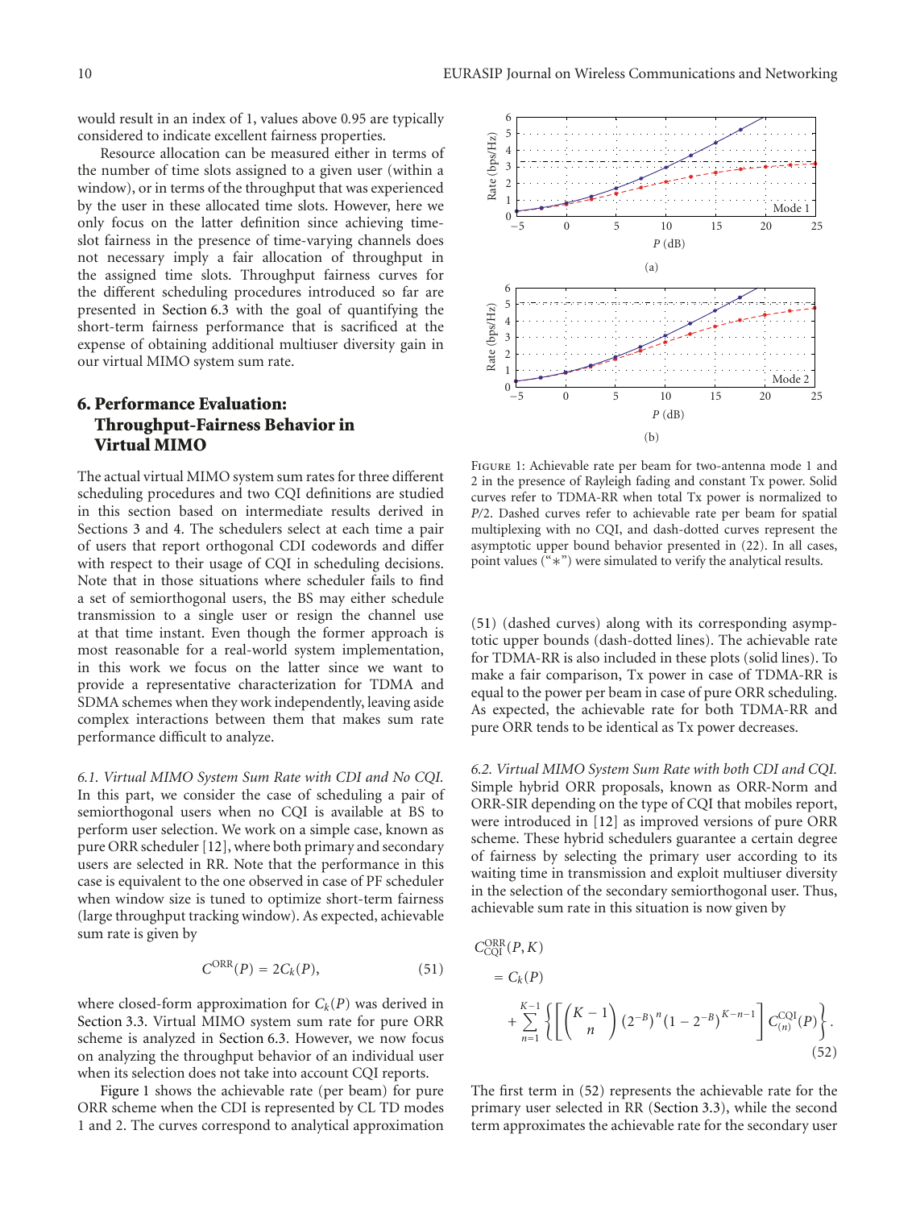would result in an index of 1, values above 0.95 are typically considered to indicate excellent fairness properties.

Resource allocation can be measured either in terms of the number of time slots assigned to a given user (within a window), or in terms of the throughput that was experienced by the user in these allocated time slots. However, here we only focus on the latter definition since achieving time-slot fairness in the presence of time-varying channels does not necessary imply a fair allocation of throughput in the assigned time slots. Throughput fairness curves for the different scheduling procedures introduced so far are presented in Section 6.3 with the goal of quantifying the short-term fairness performance that is sacrificed at the expense of obtaining additional multiuser diversity gain in our virtual MIMO system sum rate.

## 6. Performance Evaluation: Throughput-Fairness Behavior in Virtual MIMO

The actual virtual MIMO system sum rates for three different scheduling procedures and two CQI definitions are studied in this section based on intermediate results derived in Sections 3 and 4. The schedulers select at each time a pair of users that report orthogonal CDI codewords and differ with respect to their usage of CQI in scheduling decisions. Note that in those situations where scheduler fails to find a set of semiorthogonal users, the BS may either schedule transmission to a single user or resign the channel use at that time instant. Even though the former approach is most reasonable for a real-world system implementation, in this work we focus on the latter since we want to provide a representative characterization for TDMA and SDMA schemes when they work independently, leaving aside complex interactions between them that makes sum rate performance difficult to analyze.

*6.1. Virtual MIMO System Sum Rate with CDI and No CQI.* In this part, we consider the case of scheduling a pair of semiorthogonal users when no CQI is available at BS to perform user selection. We work on a simple case, known as pure ORR scheduler [12], where both primary and secondary users are selected in RR. Note that the performance in this case is equivalent to the one observed in case of PF scheduler when window size is tuned to optimize short-term fairness (large throughput tracking window). As expected, achievable sum rate is given by

$$C^{\text{ORR}}(P) = 2C_k(P), \tag{51}$$

where closed-form approximation for $C_k(P)$ was derived in Section 3.3. Virtual MIMO system sum rate for pure ORR scheme is analyzed in Section 6.3. However, we now focus on analyzing the throughput behavior of an individual user when its selection does not take into account CQI reports.

Figure 1 shows the achievable rate (per beam) for pure ORR scheme when the CDI is represented by CL TD modes 1 and 2. The curves correspond to analytical approximation (51) (dashed curves) along with its corresponding asymptotic upper bounds (dash-dotted lines). The achievable rate for TDMA-RR is also included in these plots (solid lines). To make a fair comparison, Tx power in case of TDMA-RR is equal to the power per beam in case of pure ORR scheduling. As expected, the achievable rate for both TDMA-RR and pure ORR tends to be identical as Tx power decreases.

Figure 1: Achievable rate per beam for two-antenna mode 1 and 2 in the presence of Rayleigh fading and constant Tx power. Solid curves refer to TDMA-RR when total Tx power is normalized to $P/2$. Dashed curves refer to achievable rate per beam for spatial multiplexing with no CQI, and dash-dotted curves represent the asymptotic upper bound behavior presented in (22). In all cases, point values ("∗") were simulated to verify the analytical results.

*6.2. Virtual MIMO System Sum Rate with both CDI and CQI.* Simple hybrid ORR proposals, known as ORR-Norm and ORR-SIR depending on the type of CQI that mobiles report, were introduced in [12] as improved versions of pure ORR scheme. These hybrid schedulers guarantee a certain degree of fairness by selecting the primary user according to its waiting time in transmission and exploit multiuser diversity in the selection of the secondary semiorthogonal user. Thus, achievable sum rate in this situation is now given by

$$\begin{aligned}
C_{\text{CQI}}^{\text{ORR}}(P, K) &= C_k(P) \\
&\quad + \sum_{n=1}^{K-1} \left\{ \left[ \binom{K-1}{n} \left(2^{-B}\right)^n \left(1 - 2^{-B}\right)^{K-n-1} \right] C_{(n)}^{\text{CQI}}(P) \right\}.
\end{aligned} \tag{52}$$

The first term in (52) represents the achievable rate for the primary user selected in RR (Section 3.3), while the second term approximates the achievable rate for the secondary user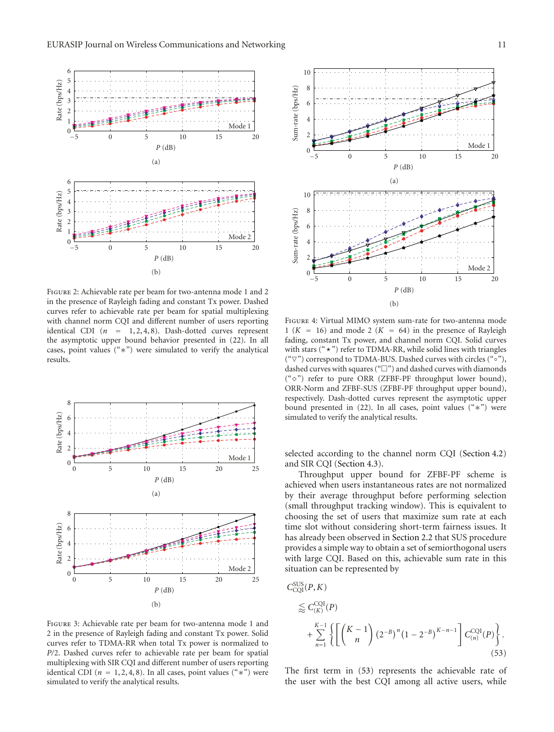Figure 2: Achievable rate per beam for two-antenna mode 1 and 2 in the presence of Rayleigh fading and constant Tx power. Dashed curves refer to achievable rate per beam for spatial multiplexing with channel norm CQI and different number of users reporting identical CDI ($n = 1, 2, 4, 8$). Dash-dotted curves represent the asymptotic upper bound behavior presented in (22). In all cases, point values ("∗") were simulated to verify the analytical results.

Figure 3: Achievable rate per beam for two-antenna mode 1 and 2 in the presence of Rayleigh fading and constant Tx power. Solid curves refer to TDMA-RR when total Tx power is normalized to $P/2$. Dashed curves refer to achievable rate per beam for spatial multiplexing with SIR CQI and different number of users reporting identical CDI ($n = 1, 2, 4, 8$). In all cases, point values ("∗") were simulated to verify the analytical results.

Figure 4: Virtual MIMO system sum-rate for two-antenna mode 1 ($K = 16$) and mode 2 ($K = 64$) in the presence of Rayleigh fading, constant Tx power, and channel norm CQI. Solid curves with stars ("⋆") refer to TDMA-RR, while solid lines with triangles ("▽") correspond to TDMA-BUS. Dashed curves with circles ("◦"), dashed curves with squares ("□") and dashed curves with diamonds ("⋄") refer to pure ORR (ZFBF-PF throughput lower bound), ORR-Norm and ZFBF-SUS (ZFBF-PF throughput upper bound), respectively. Dash-dotted curves represent the asymptotic upper bound presented in (22). In all cases, point values ("∗") were simulated to verify the analytical results.

selected according to the channel norm CQI (Section 4.2) and SIR CQI (Section 4.3).

Throughput upper bound for ZFBF-PF scheme is achieved when users instantaneous rates are not normalized by their average throughput before performing selection (small throughput tracking window). This is equivalent to choosing the set of users that maximize sum rate at each time slot without considering short-term fairness issues. It has already been observed in Section 2.2 that SUS procedure provides a simple way to obtain a set of semiorthogonal users with large CQI. Based on this, achievable sum rate in this situation can be represented by

$$C_{\text{CQI}}^{\text{SUS}}(P, K) \lessapprox C_{(K)}^{\text{CQI}}(P) + \sum_{n=1}^{K-1} \left\{ \left[ \binom{K-1}{n} \left(2^{-B}\right)^{n} \left(1 - 2^{-B}\right)^{K-n-1} \right] C_{(n)}^{\text{CQI}}(P) \right\}. \tag{53}$$

The first term in (53) represents the achievable rate of the user with the best CQI among all active users, while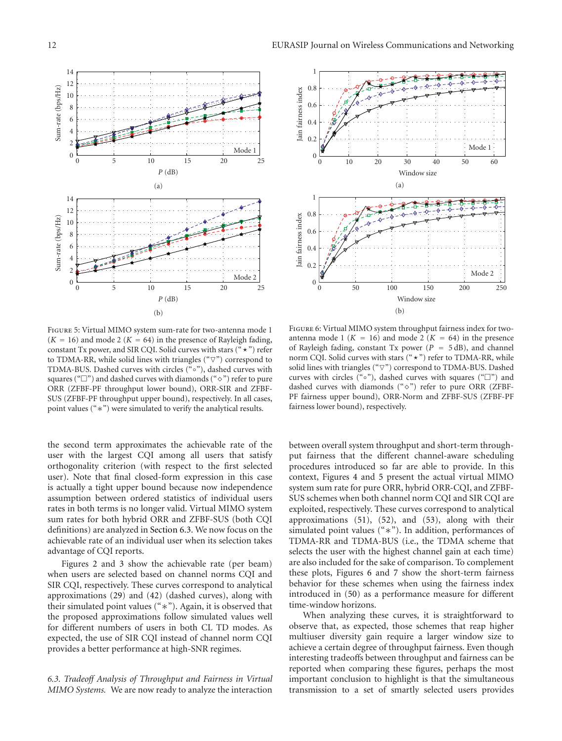Figure 5: Virtual MIMO system sum-rate for two-antenna mode 1 ($K = 16$) and mode 2 ($K = 64$) in the presence of Rayleigh fading, constant Tx power, and SIR CQI. Solid curves with stars ("⋆") refer to TDMA-RR, while solid lines with triangles ("▽") correspond to TDMA-BUS. Dashed curves with circles ("∘"), dashed curves with squares ("□") and dashed curves with diamonds ("◇") refer to pure ORR (ZFBF-PF throughput lower bound), ORR-SIR and ZFBF-SUS (ZFBF-PF throughput upper bound), respectively. In all cases, point values ("∗") were simulated to verify the analytical results.

Figure 6: Virtual MIMO system throughput fairness index for two-antenna mode 1 ($K = 16$) and mode 2 ($K = 64$) in the presence of Rayleigh fading, constant Tx power ($P = 5$ dB), and channel norm CQI. Solid curves with stars ("⋆") refer to TDMA-RR, while solid lines with triangles ("▽") correspond to TDMA-BUS. Dashed curves with circles ("∘"), dashed curves with squares ("□") and dashed curves with diamonds ("◇") refer to pure ORR (ZFBF-PF fairness upper bound), ORR-Norm and ZFBF-SUS (ZFBF-PF fairness lower bound), respectively.

the second term approximates the achievable rate of the user with the largest CQI among all users that satisfy orthogonality criterion (with respect to the first selected user). Note that final closed-form expression in this case is actually a tight upper bound because now independence assumption between ordered statistics of individual users rates in both terms is no longer valid. Virtual MIMO system sum rates for both hybrid ORR and ZFBF-SUS (both CQI definitions) are analyzed in Section 6.3. We now focus on the achievable rate of an individual user when its selection takes advantage of CQI reports.

Figures 2 and 3 show the achievable rate (per beam) when users are selected based on channel norms CQI and SIR CQI, respectively. These curves correspond to analytical approximations (29) and (42) (dashed curves), along with their simulated point values ("∗"). Again, it is observed that the proposed approximations follow simulated values well for different numbers of users in both CL TD modes. As expected, the use of SIR CQI instead of channel norm CQI provides a better performance at high-SNR regimes.

### *6.3. Tradeoff Analysis of Throughput and Fairness in Virtual MIMO Systems.*

We are now ready to analyze the interaction between overall system throughput and short-term throughput fairness that the different channel-aware scheduling procedures introduced so far are able to provide. In this context, Figures 4 and 5 present the actual virtual MIMO system sum rate for pure ORR, hybrid ORR-CQI, and ZFBF-SUS schemes when both channel norm CQI and SIR CQI are exploited, respectively. These curves correspond to analytical approximations (51), (52), and (53), along with their simulated point values ("∗"). In addition, performances of TDMA-RR and TDMA-BUS (i.e., the TDMA scheme that selects the user with the highest channel gain at each time) are also included for the sake of comparison. To complement these plots, Figures 6 and 7 show the short-term fairness behavior for these schemes when using the fairness index introduced in (50) as a performance measure for different time-window horizons.

When analyzing these curves, it is straightforward to observe that, as expected, those schemes that reap higher multiuser diversity gain require a larger window size to achieve a certain degree of throughput fairness. Even though interesting tradeoffs between throughput and fairness can be reported when comparing these figures, perhaps the most important conclusion to highlight is that the simultaneous transmission to a set of smartly selected users provides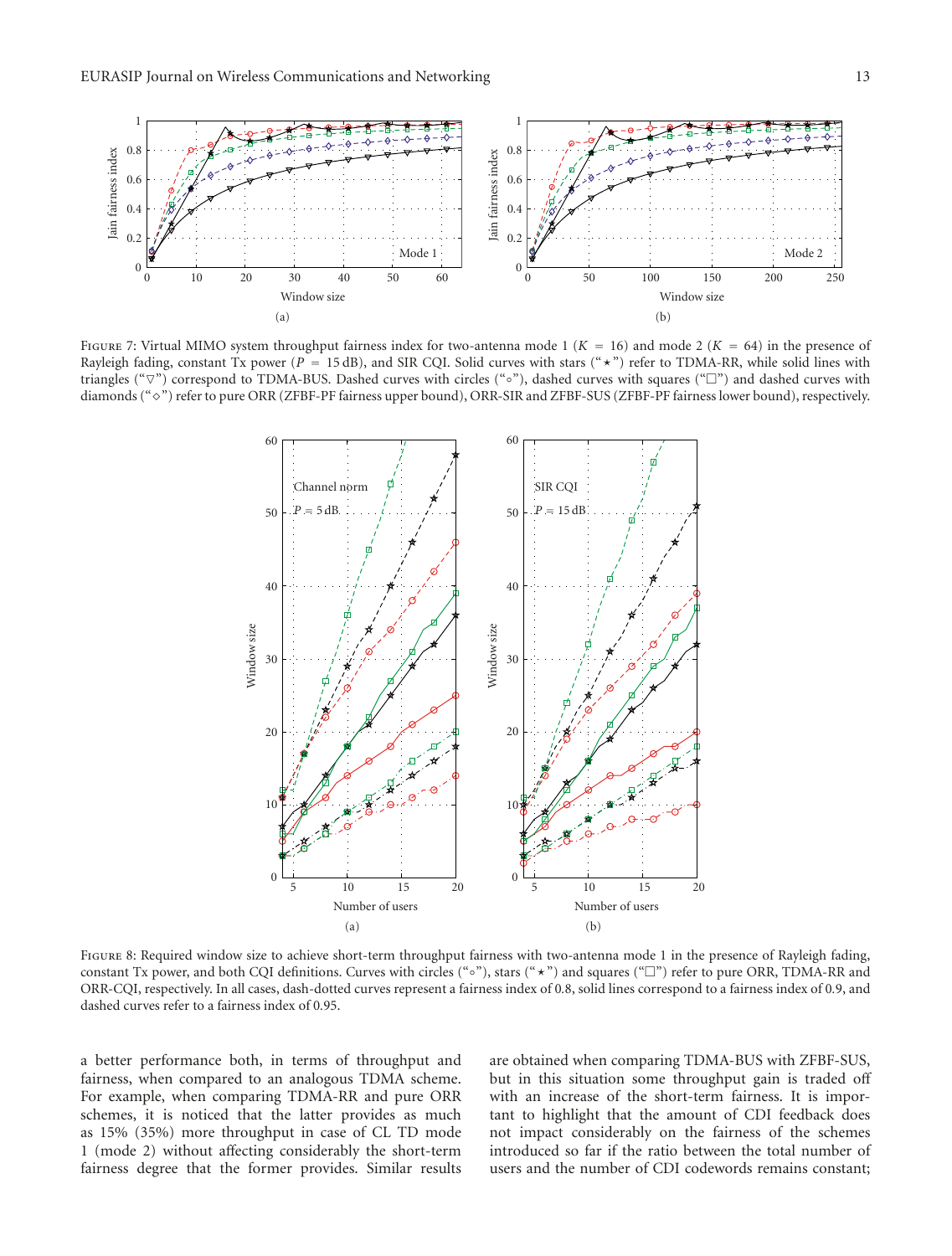Figure 7: Virtual MIMO system throughput fairness index for two-antenna mode 1 ($K = 16$) and mode 2 ($K = 64$) in the presence of Rayleigh fading, constant Tx power ($P = 15$ dB), and SIR CQI. Solid curves with stars ("⋆") refer to TDMA-RR, while solid lines with triangles ("▽") correspond to TDMA-BUS. Dashed curves with circles ("∘"), dashed curves with squares ("□") and dashed curves with diamonds ("⋄") refer to pure ORR (ZFBF-PF fairness upper bound), ORR-SIR and ZFBF-SUS (ZFBF-PF fairness lower bound), respectively.

Figure 8: Required window size to achieve short-term throughput fairness with two-antenna mode 1 in the presence of Rayleigh fading, constant Tx power, and both CQI definitions. Curves with circles ("∘"), stars ("⋆") and squares ("□") refer to pure ORR, TDMA-RR and ORR-CQI, respectively. In all cases, dash-dotted curves represent a fairness index of 0.8, solid lines correspond to a fairness index of 0.9, and dashed curves refer to a fairness index of 0.95.

a better performance both, in terms of throughput and fairness, when compared to an analogous TDMA scheme. For example, when comparing TDMA-RR and pure ORR schemes, it is noticed that the latter provides as much as 15% (35%) more throughput in case of CL TD mode 1 (mode 2) without affecting considerably the short-term fairness degree that the former provides. Similar results are obtained when comparing TDMA-BUS with ZFBF-SUS, but in this situation some throughput gain is traded off with an increase of the short-term fairness. It is important to highlight that the amount of CDI feedback does not impact considerably on the fairness of the schemes introduced so far if the ratio between the total number of users and the number of CDI codewords remains constant;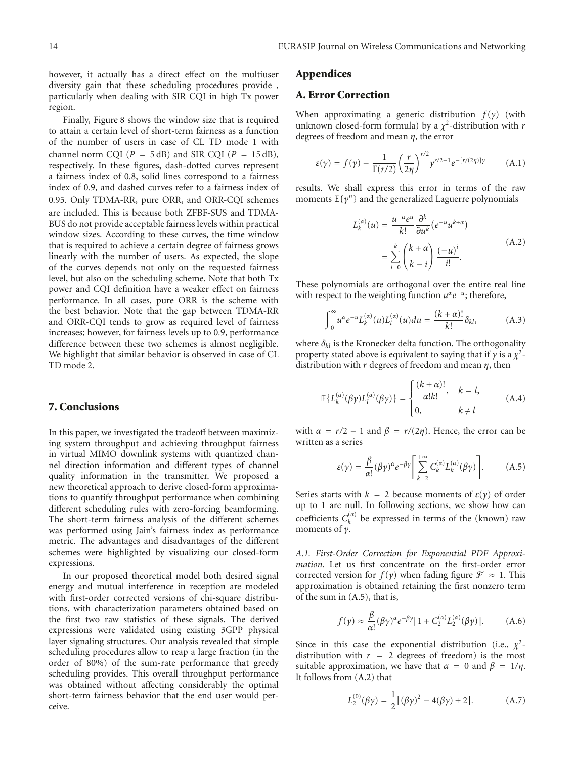however, it actually has a direct effect on the multiuser diversity gain that these scheduling procedures provide , particularly when dealing with SIR CQI in high Tx power region.

Finally, Figure 8 shows the window size that is required to attain a certain level of short-term fairness as a function of the number of users in case of CL TD mode 1 with channel norm CQI ($P = 5\,\text{dB}$) and SIR CQI ($P = 15\,\text{dB}$), respectively. In these figures, dash-dotted curves represent a fairness index of 0.8, solid lines correspond to a fairness index of 0.9, and dashed curves refer to a fairness index of 0.95. Only TDMA-RR, pure ORR, and ORR-CQI schemes are included. This is because both ZFBF-SUS and TDMA-BUS do not provide acceptable fairness levels within practical window sizes. According to these curves, the time window that is required to achieve a certain degree of fairness grows linearly with the number of users. As expected, the slope of the curves depends not only on the requested fairness level, but also on the scheduling scheme. Note that both Tx power and CQI definition have a weaker effect on fairness performance. In all cases, pure ORR is the scheme with the best behavior. Note that the gap between TDMA-RR and ORR-CQI tends to grow as required level of fairness increases; however, for fairness levels up to 0.9, performance difference between these two schemes is almost negligible. We highlight that similar behavior is observed in case of CL TD mode 2.

## 7. Conclusions

In this paper, we investigated the tradeoff between maximizing system throughput and achieving throughput fairness in virtual MIMO downlink systems with quantized channel direction information and different types of channel quality information in the transmitter. We proposed a new theoretical approach to derive closed-form approximations to quantify throughput performance when combining different scheduling rules with zero-forcing beamforming. The short-term fairness analysis of the different schemes was performed using Jain's fairness index as performance metric. The advantages and disadvantages of the different schemes were highlighted by visualizing our closed-form expressions.

In our proposed theoretical model both desired signal energy and mutual interference in reception are modeled with first-order corrected versions of chi-square distributions, with characterization parameters obtained based on the first two raw statistics of these signals. The derived expressions were validated using existing 3GPP physical layer signaling structures. Our analysis revealed that simple scheduling procedures allow to reap a large fraction (in the order of 80%) of the sum-rate performance that greedy scheduling provides. This overall throughput performance was obtained without affecting considerably the optimal short-term fairness behavior that the end user would perceive.

## Appendices

## A. Error Correction

When approximating a generic distribution $f(\gamma)$ (with unknown closed-form formula) by a $\chi^2$-distribution with $r$ degrees of freedom and mean $\eta$, the error

$$\varepsilon(\gamma) = f(\gamma) - \frac{1}{\Gamma(r/2)}\left(\frac{r}{2\eta}\right)^{r/2}\gamma^{r/2-1}e^{-[r/(2\eta)]\gamma} \tag{A.1}$$

results. We shall express this error in terms of the raw moments $\mathbb{E}\{\gamma^n\}$ and the generalized Laguerre polynomials

$$\begin{aligned} L_k^{(\alpha)}(u) &= \frac{u^{-\alpha}e^{u}}{k!}\frac{\partial^k}{\partial u^k}\left(e^{-u}u^{k+\alpha}\right) \\ &= \sum_{i=0}^{k}\binom{k+\alpha}{k-i}\frac{(-u)^i}{i!}. \end{aligned} \tag{A.2}$$

These polynomials are orthogonal over the entire real line with respect to the weighting function $u^{\alpha}e^{-u}$; therefore,

$$\int_0^{\infty} u^{\alpha}e^{-u}L_k^{(\alpha)}(u)L_l^{(\alpha)}(u)du = \frac{(k+\alpha)!}{k!}\delta_{kl}, \tag{A.3}$$

where $\delta_{kl}$ is the Kronecker delta function. The orthogonality property stated above is equivalent to saying that if $\gamma$ is a $\chi^2$-distribution with $r$ degrees of freedom and mean $\eta$, then

$$\mathbb{E}\{L_k^{(\alpha)}(\beta\gamma)L_l^{(\alpha)}(\beta\gamma)\} = \begin{cases} \dfrac{(k+\alpha)!}{\alpha!k!}, & k = l, \\ 0, & k \neq l \end{cases} \tag{A.4}$$

with $\alpha = r/2 - 1$ and $\beta = r/(2\eta)$. Hence, the error can be written as a series

$$\varepsilon(\gamma) = \frac{\beta}{\alpha!}(\beta\gamma)^{\alpha}e^{-\beta\gamma}\left[\sum_{k=2}^{+\infty}C_k^{(\alpha)}L_k^{(\alpha)}(\beta\gamma)\right]. \tag{A.5}$$

Series starts with $k = 2$ because moments of $\varepsilon(\gamma)$ of order up to 1 are null. In following sections, we show how can coefficients $C_k^{(\alpha)}$ be expressed in terms of the (known) raw moments of $\gamma$.

*A.1. First-Order Correction for Exponential PDF Approximation.* Let us first concentrate on the first-order error corrected version for $f(\gamma)$ when fading figure $\mathcal{F} \approx 1$. This approximation is obtained retaining the first nonzero term of the sum in (A.5), that is,

$$f(\gamma) \approx \frac{\beta}{\alpha!}(\beta\gamma)^{\alpha}e^{-\beta\gamma}\left[1 + C_2^{(\alpha)}L_2^{(\alpha)}(\beta\gamma)\right]. \tag{A.6}$$

Since in this case the exponential distribution (i.e., $\chi^2$-distribution with $r = 2$ degrees of freedom) is the most suitable approximation, we have that $\alpha = 0$ and $\beta = 1/\eta$. It follows from (A.2) that

$$L_2^{(0)}(\beta\gamma) = \frac{1}{2}\left[(\beta\gamma)^2 - 4(\beta\gamma) + 2\right]. \tag{A.7}$$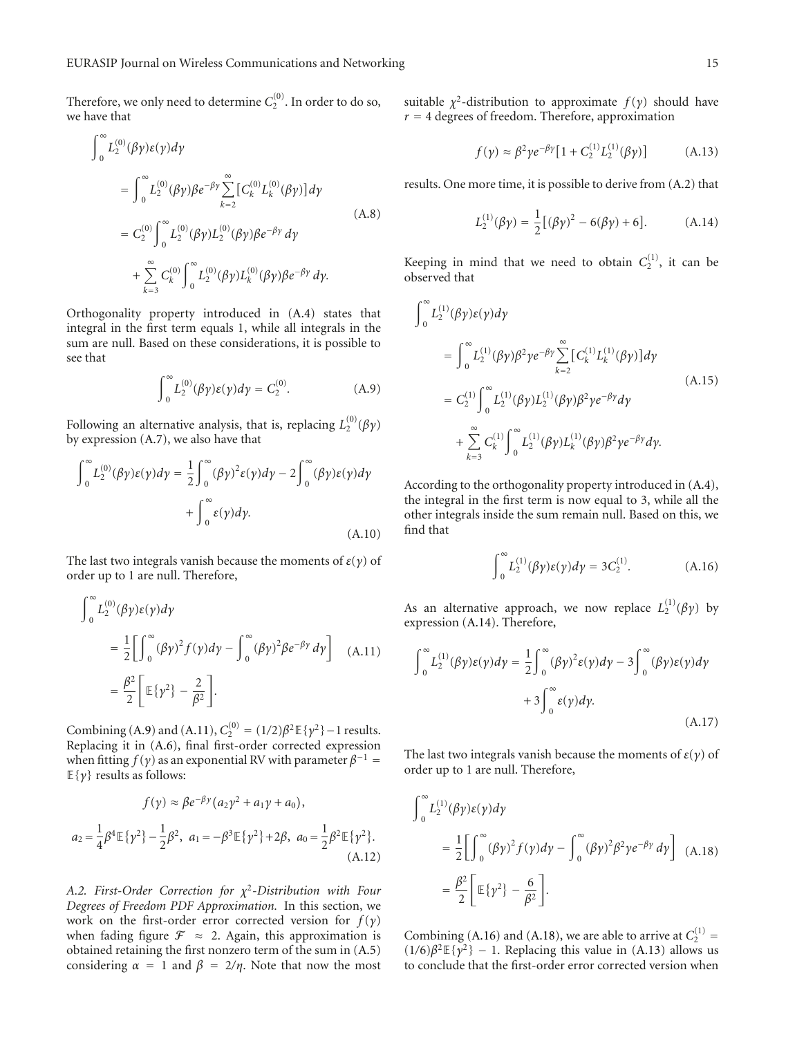Therefore, we only need to determine $C_2^{(0)}$. In order to do so, we have that

$$
\begin{aligned}
\int_0^\infty & L_2^{(0)}(\beta\gamma)\varepsilon(\gamma)d\gamma \\
&= \int_0^\infty L_2^{(0)}(\beta\gamma)\beta e^{-\beta\gamma}\sum_{k=2}^{\infty}\left[C_k^{(0)}L_k^{(0)}(\beta\gamma)\right]d\gamma \\
&= C_2^{(0)}\int_0^\infty L_2^{(0)}(\beta\gamma)L_2^{(0)}(\beta\gamma)\beta e^{-\beta\gamma}\,d\gamma \\
&\quad + \sum_{k=3}^{\infty} C_k^{(0)}\int_0^\infty L_2^{(0)}(\beta\gamma)L_k^{(0)}(\beta\gamma)\beta e^{-\beta\gamma}\,d\gamma.
\end{aligned}
\tag{A.8}
$$

Orthogonality property introduced in (A.4) states that integral in the first term equals 1, while all integrals in the sum are null. Based on these considerations, it is possible to see that

$$
\int_0^\infty L_2^{(0)}(\beta\gamma)\varepsilon(\gamma)d\gamma = C_2^{(0)}. \tag{A.9}
$$

Following an alternative analysis, that is, replacing $L_2^{(0)}(\beta\gamma)$ by expression (A.7), we also have that

$$
\begin{aligned}
\int_0^\infty L_2^{(0)}(\beta\gamma)\varepsilon(\gamma)d\gamma = \frac{1}{2}\int_0^\infty (\beta\gamma)^2\varepsilon(\gamma)d\gamma - 2\int_0^\infty (\beta\gamma)\varepsilon(\gamma)d\gamma \\
+ \int_0^\infty \varepsilon(\gamma)d\gamma.
\end{aligned}
\tag{A.10}
$$

The last two integrals vanish because the moments of $\varepsilon(\gamma)$ of order up to 1 are null. Therefore,

$$
\begin{aligned}
\int_0^\infty & L_2^{(0)}(\beta\gamma)\varepsilon(\gamma)d\gamma \\
&= \frac{1}{2}\left[\int_0^\infty (\beta\gamma)^2 f(\gamma)d\gamma - \int_0^\infty (\beta\gamma)^2\beta e^{-\beta\gamma}\,d\gamma\right] \\
&= \frac{\beta^2}{2}\left[\mathbb{E}\{\gamma^2\} - \frac{2}{\beta^2}\right].
\end{aligned}
\tag{A.11}
$$

Combining (A.9) and (A.11), $C_2^{(0)} = (1/2)\beta^2\mathbb{E}\{\gamma^2\} - 1$ results. Replacing it in (A.6), final first-order corrected expression when fitting $f(\gamma)$ as an exponential RV with parameter $\beta^{-1} = \mathbb{E}\{\gamma\}$ results as follows:

$$
\begin{gathered}
f(\gamma) \approx \beta e^{-\beta\gamma}\left(a_2\gamma^2 + a_1\gamma + a_0\right), \\
a_2 = \frac{1}{4}\beta^4\mathbb{E}\{\gamma^2\} - \frac{1}{2}\beta^2,\ a_1 = -\beta^3\mathbb{E}\{\gamma^2\} + 2\beta,\ a_0 = \frac{1}{2}\beta^2\mathbb{E}\{\gamma^2\}.
\end{gathered}
\tag{A.12}
$$

*A.2. First-Order Correction for $\chi^2$-Distribution with Four Degrees of Freedom PDF Approximation.* In this section, we work on the first-order error corrected version for $f(\gamma)$ when fading figure $\mathcal{F} \approx 2$. Again, this approximation is obtained retaining the first nonzero term of the sum in (A.5) considering $\alpha = 1$ and $\beta = 2/\eta$. Note that now the most suitable $\chi^2$-distribution to approximate $f(\gamma)$ should have $r = 4$ degrees of freedom. Therefore, approximation

$$
f(\gamma) \approx \beta^2\gamma e^{-\beta\gamma}\left[1 + C_2^{(1)}L_2^{(1)}(\beta\gamma)\right] \tag{A.13}
$$

results. One more time, it is possible to derive from (A.2) that

$$
L_2^{(1)}(\beta\gamma) = \frac{1}{2}\left[(\beta\gamma)^2 - 6(\beta\gamma) + 6\right]. \tag{A.14}
$$

Keeping in mind that we need to obtain $C_2^{(1)}$, it can be observed that

$$
\begin{aligned}
\int_0^\infty & L_2^{(1)}(\beta\gamma)\varepsilon(\gamma)d\gamma \\
&= \int_0^\infty L_2^{(1)}(\beta\gamma)\beta^2\gamma e^{-\beta\gamma}\sum_{k=2}^{\infty}\left[C_k^{(1)}L_k^{(1)}(\beta\gamma)\right]d\gamma \\
&= C_2^{(1)}\int_0^\infty L_2^{(1)}(\beta\gamma)L_2^{(1)}(\beta\gamma)\beta^2\gamma e^{-\beta\gamma}d\gamma \\
&\quad + \sum_{k=3}^{\infty} C_k^{(1)}\int_0^\infty L_2^{(1)}(\beta\gamma)L_k^{(1)}(\beta\gamma)\beta^2\gamma e^{-\beta\gamma}d\gamma.
\end{aligned}
\tag{A.15}
$$

According to the orthogonality property introduced in (A.4), the integral in the first term is now equal to 3, while all the other integrals inside the sum remain null. Based on this, we find that

$$
\int_0^\infty L_2^{(1)}(\beta\gamma)\varepsilon(\gamma)d\gamma = 3C_2^{(1)}. \tag{A.16}
$$

As an alternative approach, we now replace $L_2^{(1)}(\beta\gamma)$ by expression (A.14). Therefore,

$$
\begin{aligned}
\int_0^\infty L_2^{(1)}(\beta\gamma)\varepsilon(\gamma)d\gamma = \frac{1}{2}\int_0^\infty (\beta\gamma)^2\varepsilon(\gamma)d\gamma - 3\int_0^\infty (\beta\gamma)\varepsilon(\gamma)d\gamma \\
+ 3\int_0^\infty \varepsilon(\gamma)d\gamma.
\end{aligned}
\tag{A.17}
$$

The last two integrals vanish because the moments of $\varepsilon(\gamma)$ of order up to 1 are null. Therefore,

$$
\begin{aligned}
\int_0^\infty & L_2^{(1)}(\beta\gamma)\varepsilon(\gamma)d\gamma \\
&= \frac{1}{2}\left[\int_0^\infty (\beta\gamma)^2 f(\gamma)d\gamma - \int_0^\infty (\beta\gamma)^2\beta^2\gamma e^{-\beta\gamma}\,d\gamma\right] \\
&= \frac{\beta^2}{2}\left[\mathbb{E}\{\gamma^2\} - \frac{6}{\beta^2}\right].
\end{aligned}
\tag{A.18}
$$

Combining (A.16) and (A.18), we are able to arrive at $C_2^{(1)} = (1/6)\beta^2\mathbb{E}\{\gamma^2\} - 1$. Replacing this value in (A.13) allows us to conclude that the first-order error corrected version when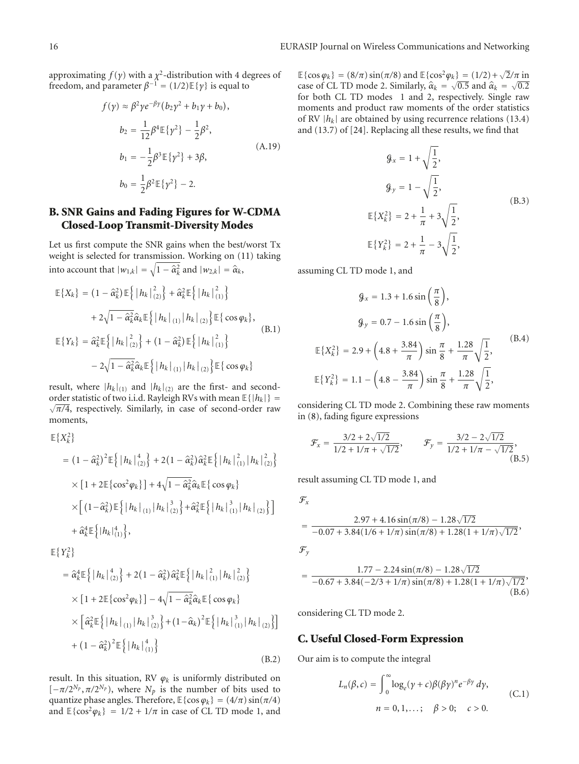approximating $f(\gamma)$ with a $\chi^2$-distribution with 4 degrees of freedom, and parameter $\beta^{-1} = (1/2)\mathbb{E}\{\gamma\}$ is equal to

$$
\begin{aligned}
f(\gamma) &\approx \beta^2 \gamma e^{-\beta\gamma}(b_2\gamma^2 + b_1\gamma + b_0), \\
b_2 &= \frac{1}{12}\beta^4 \mathbb{E}\{\gamma^2\} - \frac{1}{2}\beta^2, \\
b_1 &= -\frac{1}{2}\beta^3 \mathbb{E}\{\gamma^2\} + 3\beta, \\
b_0 &= \frac{1}{2}\beta^2 \mathbb{E}\{\gamma^2\} - 2.
\end{aligned}
\tag{A.19}
$$

## B. SNR Gains and Fading Figures for W-CDMA Closed-Loop Transmit-Diversity Modes

Let us first compute the SNR gains when the best/worst Tx weight is selected for transmission. Working on (11) taking into account that $|w_{1,k}| = \sqrt{1 - \hat{\alpha}_k^2}$ and $|w_{2,k}| = \hat{\alpha}_k$,

$$
\begin{aligned}
\mathbb{E}\{X_k\} &= (1 - \hat{\alpha}_k^2)\mathbb{E}\left\{|h_k|_{(2)}^2\right\} + \hat{\alpha}_k^2 \mathbb{E}\left\{|h_k|_{(1)}^2\right\} \\
&\quad + 2\sqrt{1 - \hat{\alpha}_k^2}\,\hat{\alpha}_k \mathbb{E}\left\{|h_k|_{(1)}|h_k|_{(2)}\right\}\mathbb{E}\{\cos\varphi_k\}, \\
\mathbb{E}\{Y_k\} &= \hat{\alpha}_k^2 \mathbb{E}\left\{|h_k|_{(2)}^2\right\} + (1 - \hat{\alpha}_k^2)\mathbb{E}\left\{|h_k|_{(1)}^2\right\} \\
&\quad - 2\sqrt{1 - \hat{\alpha}_k^2}\,\hat{\alpha}_k \mathbb{E}\left\{|h_k|_{(1)}|h_k|_{(2)}\right\}\mathbb{E}\{\cos\varphi_k\}
\end{aligned}
\tag{B.1}
$$

result, where $|h_k|_{(1)}$ and $|h_k|_{(2)}$ are the first- and second-order statistic of two i.i.d. Rayleigh RVs with mean $\mathbb{E}\{|h_k|\} = \sqrt{\pi/4}$, respectively. Similarly, in case of second-order raw moments,

$$
\begin{aligned}
&\mathbb{E}\{X_k^2\} \\
&= (1 - \hat{\alpha}_k^2)^2 \mathbb{E}\left\{|h_k|_{(2)}^4\right\} + 2(1 - \hat{\alpha}_k^2)\hat{\alpha}_k^2 \mathbb{E}\left\{|h_k|_{(1)}^2|h_k|_{(2)}^2\right\} \\
&\quad \times \left[1 + 2\mathbb{E}\{\cos^2\varphi_k\}\right] + 4\sqrt{1 - \hat{\alpha}_k^2}\,\hat{\alpha}_k \mathbb{E}\{\cos\varphi_k\} \\
&\quad \times \left[(1 - \hat{\alpha}_k^2)\mathbb{E}\left\{|h_k|_{(1)}|h_k|_{(2)}^3\right\} + \hat{\alpha}_k^2 \mathbb{E}\left\{|h_k|_{(1)}^3|h_k|_{(2)}\right\}\right] \\
&\quad + \hat{\alpha}_k^4 \mathbb{E}\left\{|h_k|_{(1)}^4\right\}, \\
&\mathbb{E}\{Y_k^2\} \\
&= \hat{\alpha}_k^4 \mathbb{E}\left\{|h_k|_{(2)}^4\right\} + 2(1 - \hat{\alpha}_k^2)\hat{\alpha}_k^2 \mathbb{E}\left\{|h_k|_{(1)}^2|h_k|_{(2)}^2\right\} \\
&\quad \times \left[1 + 2\mathbb{E}\{\cos^2\varphi_k\}\right] - 4\sqrt{1 - \hat{\alpha}_k^2}\,\hat{\alpha}_k \mathbb{E}\{\cos\varphi_k\} \\
&\quad \times \left[\hat{\alpha}_k^2 \mathbb{E}\left\{|h_k|_{(1)}|h_k|_{(2)}^3\right\} + (1 - \hat{\alpha}_k)^2 \mathbb{E}\left\{|h_k|_{(1)}^3|h_k|_{(2)}\right\}\right] \\
&\quad + (1 - \hat{\alpha}_k^2)^2 \mathbb{E}\left\{|h_k|_{(1)}^4\right\}
\end{aligned}
\tag{B.2}
$$

result. In this situation, RV $\varphi_k$ is uniformly distributed on $[-\pi/2^{N_p}, \pi/2^{N_p})$, where $N_p$ is the number of bits used to quantize phase angles. Therefore, $\mathbb{E}\{\cos\varphi_k\} = (4/\pi)\sin(\pi/4)$ and $\mathbb{E}\{\cos^2\varphi_k\} = 1/2 + 1/\pi$ in case of CL TD mode 1, and $\mathbb{E}\{\cos\varphi_k\} = (8/\pi)\sin(\pi/8)$ and $\mathbb{E}\{\cos^2\varphi_k\} = (1/2) + \sqrt{2}/\pi$ in case of CL TD mode 2. Similarly, $\hat{\alpha}_k = \sqrt{0.5}$ and $\hat{\alpha}_k = \sqrt{0.2}$ for both CL TD modes 1 and 2, respectively. Single raw moments and product raw moments of the order statistics of RV $|h_k|$ are obtained by using recurrence relations (13.4) and (13.7) of [24]. Replacing all these results, we find that

$$
\begin{aligned}
\mathcal{G}_x &= 1 + \sqrt{\frac{1}{2}}, \\
\mathcal{G}_y &= 1 - \sqrt{\frac{1}{2}}, \\
\mathbb{E}\{X_k^2\} &= 2 + \frac{1}{\pi} + 3\sqrt{\frac{1}{2}}, \\
\mathbb{E}\{Y_k^2\} &= 2 + \frac{1}{\pi} - 3\sqrt{\frac{1}{2}},
\end{aligned}
\tag{B.3}
$$

assuming CL TD mode 1, and

$$
\begin{aligned}
\mathcal{G}_x &= 1.3 + 1.6\sin\left(\frac{\pi}{8}\right), \\
\mathcal{G}_y &= 0.7 - 1.6\sin\left(\frac{\pi}{8}\right), \\
\mathbb{E}\{X_k^2\} &= 2.9 + \left(4.8 + \frac{3.84}{\pi}\right)\sin\frac{\pi}{8} + \frac{1.28}{\pi}\sqrt{\frac{1}{2}}, \\
\mathbb{E}\{Y_k^2\} &= 1.1 - \left(4.8 - \frac{3.84}{\pi}\right)\sin\frac{\pi}{8} + \frac{1.28}{\pi}\sqrt{\frac{1}{2}},
\end{aligned}
\tag{B.4}
$$

considering CL TD mode 2. Combining these raw moments in (8), fading figure expressions

$$
\mathcal{F}_x = \frac{3/2 + 2\sqrt{1/2}}{1/2 + 1/\pi + \sqrt{1/2}}, \qquad \mathcal{F}_y = \frac{3/2 - 2\sqrt{1/2}}{1/2 + 1/\pi - \sqrt{1/2}},
\tag{B.5}
$$

result assuming CL TD mode 1, and

$$
\begin{aligned}
&\mathcal{F}_x \\
&= \frac{2.97 + 4.16\sin(\pi/8) - 1.28\sqrt{1/2}}{-0.07 + 3.84(1/6 + 1/\pi)\sin(\pi/8) + 1.28(1 + 1/\pi)\sqrt{1/2}}, \\
&\mathcal{F}_y \\
&= \frac{1.77 - 2.24\sin(\pi/8) - 1.28\sqrt{1/2}}{-0.67 + 3.84(-2/3 + 1/\pi)\sin(\pi/8) + 1.28(1 + 1/\pi)\sqrt{1/2}},
\end{aligned}
\tag{B.6}
$$

considering CL TD mode 2.

## C. Useful Closed-Form Expression

Our aim is to compute the integral

$$
\begin{aligned}
L_n(\beta, c) &= \int_0^\infty \log_e(\gamma + c)\beta(\beta\gamma)^n e^{-\beta\gamma}\, d\gamma, \\
&\quad n = 0, 1, \ldots; \quad \beta > 0; \quad c > 0.
\end{aligned}
\tag{C.1}
$$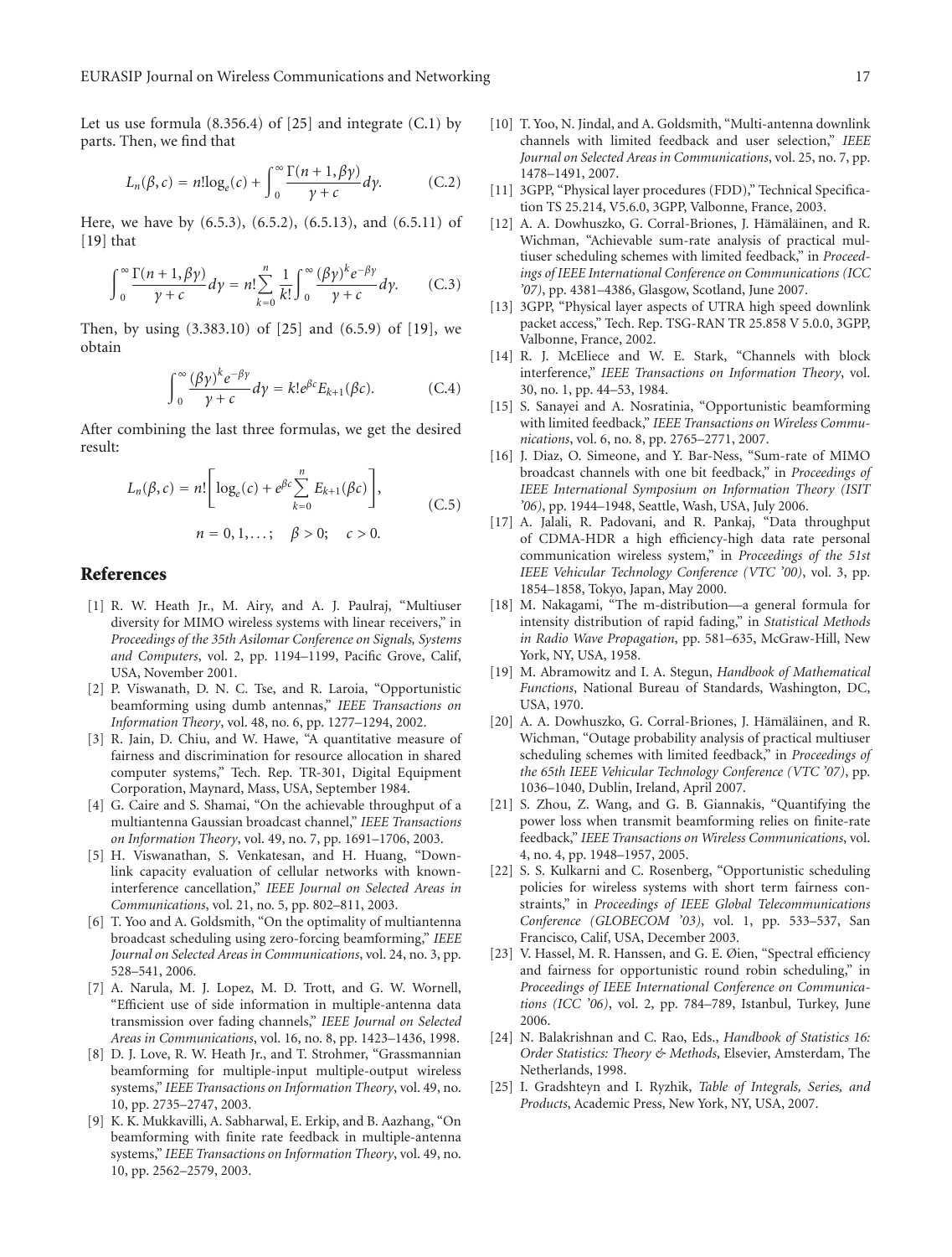Let us use formula (8.356.4) of [25] and integrate (C.1) by parts. Then, we find that

$$L_n(\beta, c) = n! \log_e(c) + \int_0^\infty \frac{\Gamma(n+1, \beta\gamma)}{\gamma + c} d\gamma. \tag{C.2}$$

Here, we have by (6.5.3), (6.5.2), (6.5.13), and (6.5.11) of [19] that

$$\int_0^\infty \frac{\Gamma(n+1, \beta\gamma)}{\gamma + c} d\gamma = n! \sum_{k=0}^{n} \frac{1}{k!} \int_0^\infty \frac{(\beta\gamma)^k e^{-\beta\gamma}}{\gamma + c} d\gamma. \tag{C.3}$$

Then, by using (3.383.10) of [25] and (6.5.9) of [19], we obtain

$$\int_0^\infty \frac{(\beta\gamma)^k e^{-\beta\gamma}}{\gamma + c} d\gamma = k! e^{\beta c} E_{k+1}(\beta c). \tag{C.4}$$

After combining the last three formulas, we get the desired result:

$$L_n(\beta, c) = n! \left[ \log_e(c) + e^{\beta c} \sum_{k=0}^{n} E_{k+1}(\beta c) \right], \qquad n = 0, 1, \ldots; \quad \beta > 0; \quad c > 0. \tag{C.5}$$

## References

[1] R. W. Heath Jr., M. Airy, and A. J. Paulraj, "Multiuser diversity for MIMO wireless systems with linear receivers," in *Proceedings of the 35th Asilomar Conference on Signals, Systems and Computers*, vol. 2, pp. 1194–1199, Pacific Grove, Calif, USA, November 2001.

[2] P. Viswanath, D. N. C. Tse, and R. Laroia, "Opportunistic beamforming using dumb antennas," *IEEE Transactions on Information Theory*, vol. 48, no. 6, pp. 1277–1294, 2002.

[3] R. Jain, D. Chiu, and W. Hawe, "A quantitative measure of fairness and discrimination for resource allocation in shared computer systems," Tech. Rep. TR-301, Digital Equipment Corporation, Maynard, Mass, USA, September 1984.

[4] G. Caire and S. Shamai, "On the achievable throughput of a multiantenna Gaussian broadcast channel," *IEEE Transactions on Information Theory*, vol. 49, no. 7, pp. 1691–1706, 2003.

[5] H. Viswanathan, S. Venkatesan, and H. Huang, "Downlink capacity evaluation of cellular networks with known-interference cancellation," *IEEE Journal on Selected Areas in Communications*, vol. 21, no. 5, pp. 802–811, 2003.

[6] T. Yoo and A. Goldsmith, "On the optimality of multiantenna broadcast scheduling using zero-forcing beamforming," *IEEE Journal on Selected Areas in Communications*, vol. 24, no. 3, pp. 528–541, 2006.

[7] A. Narula, M. J. Lopez, M. D. Trott, and G. W. Wornell, "Efficient use of side information in multiple-antenna data transmission over fading channels," *IEEE Journal on Selected Areas in Communications*, vol. 16, no. 8, pp. 1423–1436, 1998.

[8] D. J. Love, R. W. Heath Jr., and T. Strohmer, "Grassmannian beamforming for multiple-input multiple-output wireless systems," *IEEE Transactions on Information Theory*, vol. 49, no. 10, pp. 2735–2747, 2003.

[9] K. K. Mukkavilli, A. Sabharwal, E. Erkip, and B. Aazhang, "On beamforming with finite rate feedback in multiple-antenna systems," *IEEE Transactions on Information Theory*, vol. 49, no. 10, pp. 2562–2579, 2003.

[10] T. Yoo, N. Jindal, and A. Goldsmith, "Multi-antenna downlink channels with limited feedback and user selection," *IEEE Journal on Selected Areas in Communications*, vol. 25, no. 7, pp. 1478–1491, 2007.

[11] 3GPP, "Physical layer procedures (FDD)," Technical Specification TS 25.214, V5.6.0, 3GPP, Valbonne, France, 2003.

[12] A. A. Dowhuszko, G. Corral-Briones, J. Hämäläinen, and R. Wichman, "Achievable sum-rate analysis of practical multiuser scheduling schemes with limited feedback," in *Proceedings of IEEE International Conference on Communications (ICC '07)*, pp. 4381–4386, Glasgow, Scotland, June 2007.

[13] 3GPP, "Physical layer aspects of UTRA high speed downlink packet access," Tech. Rep. TSG-RAN TR 25.858 V 5.0.0, 3GPP, Valbonne, France, 2002.

[14] R. J. McEliece and W. E. Stark, "Channels with block interference," *IEEE Transactions on Information Theory*, vol. 30, no. 1, pp. 44–53, 1984.

[15] S. Sanayei and A. Nosratinia, "Opportunistic beamforming with limited feedback," *IEEE Transactions on Wireless Communications*, vol. 6, no. 8, pp. 2765–2771, 2007.

[16] J. Diaz, O. Simeone, and Y. Bar-Ness, "Sum-rate of MIMO broadcast channels with one bit feedback," in *Proceedings of IEEE International Symposium on Information Theory (ISIT '06)*, pp. 1944–1948, Seattle, Wash, USA, July 2006.

[17] A. Jalali, R. Padovani, and R. Pankaj, "Data throughput of CDMA-HDR a high efficiency-high data rate personal communication wireless system," in *Proceedings of the 51st IEEE Vehicular Technology Conference (VTC '00)*, vol. 3, pp. 1854–1858, Tokyo, Japan, May 2000.

[18] M. Nakagami, "The m-distribution—a general formula for intensity distribution of rapid fading," in *Statistical Methods in Radio Wave Propagation*, pp. 581–635, McGraw-Hill, New York, NY, USA, 1958.

[19] M. Abramowitz and I. A. Stegun, *Handbook of Mathematical Functions*, National Bureau of Standards, Washington, DC, USA, 1970.

[20] A. A. Dowhuszko, G. Corral-Briones, J. Hämäläinen, and R. Wichman, "Outage probability analysis of practical multiuser scheduling schemes with limited feedback," in *Proceedings of the 65th IEEE Vehicular Technology Conference (VTC '07)*, pp. 1036–1040, Dublin, Ireland, April 2007.

[21] S. Zhou, Z. Wang, and G. B. Giannakis, "Quantifying the power loss when transmit beamforming relies on finite-rate feedback," *IEEE Transactions on Wireless Communications*, vol. 4, no. 4, pp. 1948–1957, 2005.

[22] S. S. Kulkarni and C. Rosenberg, "Opportunistic scheduling policies for wireless systems with short term fairness constraints," in *Proceedings of IEEE Global Telecommunications Conference (GLOBECOM '03)*, vol. 1, pp. 533–537, San Francisco, Calif, USA, December 2003.

[23] V. Hassel, M. R. Hanssen, and G. E. Øien, "Spectral efficiency and fairness for opportunistic round robin scheduling," in *Proceedings of IEEE International Conference on Communications (ICC '06)*, vol. 2, pp. 784–789, Istanbul, Turkey, June 2006.

[24] N. Balakrishnan and C. Rao, Eds., *Handbook of Statistics 16: Order Statistics: Theory & Methods*, Elsevier, Amsterdam, The Netherlands, 1998.

[25] I. Gradshteyn and I. Ryzhik, *Table of Integrals, Series, and Products*, Academic Press, New York, NY, USA, 2007.